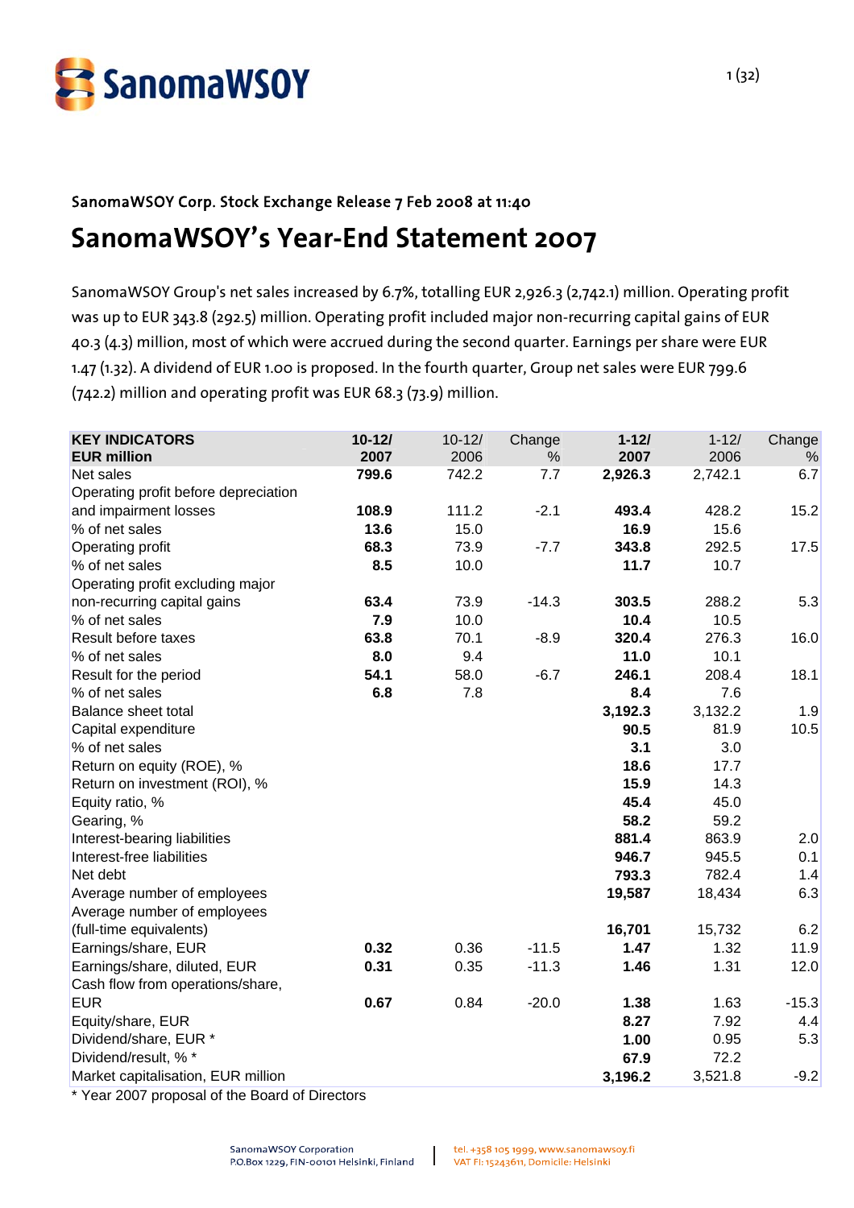SanomaWSOY Corp. Stock Exchange Release 7 Feb 2008 at 11:40

# SanomaWSOY's Year-End Statement 2007

SanomaWSOY Group's net sales increased by 6.7%, totalling EUR 2,926.3 (2,742.1) million. Operating profit was up to EUR 343.8 (292.5) million. Operating profit included major non-recurring capital gains of EUR 40.3 (4.3) million, most of which were accrued during the second quarter. Earnings per share were EUR 1.47 (1.32). A dividend of EUR 1.00 is proposed. In the fourth quarter, Group net sales were EUR 799.6 (742.2) million and operating profit was EUR 68.3 (73.9) million.

| **KEY INDICATORS EUR million** | **10-12/ 2007** | 10-12/ 2006 | Change % | **1-12/ 2007** | 1-12/ 2006 | Change % |
|---|---|---|---|---|---|---|
| Net sales | **799.6** | 742.2 | 7.7 | **2,926.3** | 2,742.1 | 6.7 |
| Operating profit before depreciation and impairment losses | **108.9** | 111.2 | -2.1 | **493.4** | 428.2 | 15.2 |
| % of net sales | **13.6** | 15.0 | | **16.9** | 15.6 | |
| Operating profit | **68.3** | 73.9 | -7.7 | **343.8** | 292.5 | 17.5 |
| % of net sales | **8.5** | 10.0 | | **11.7** | 10.7 | |
| Operating profit excluding major non-recurring capital gains | **63.4** | 73.9 | -14.3 | **303.5** | 288.2 | 5.3 |
| % of net sales | **7.9** | 10.0 | | **10.4** | 10.5 | |
| Result before taxes | **63.8** | 70.1 | -8.9 | **320.4** | 276.3 | 16.0 |
| % of net sales | **8.0** | 9.4 | | **11.0** | 10.1 | |
| Result for the period | **54.1** | 58.0 | -6.7 | **246.1** | 208.4 | 18.1 |
| % of net sales | **6.8** | 7.8 | | **8.4** | 7.6 | |
| Balance sheet total | | | | **3,192.3** | 3,132.2 | 1.9 |
| Capital expenditure | | | | **90.5** | 81.9 | 10.5 |
| % of net sales | | | | **3.1** | 3.0 | |
| Return on equity (ROE), % | | | | **18.6** | 17.7 | |
| Return on investment (ROI), % | | | | **15.9** | 14.3 | |
| Equity ratio, % | | | | **45.4** | 45.0 | |
| Gearing, % | | | | **58.2** | 59.2 | |
| Interest-bearing liabilities | | | | **881.4** | 863.9 | 2.0 |
| Interest-free liabilities | | | | **946.7** | 945.5 | 0.1 |
| Net debt | | | | **793.3** | 782.4 | 1.4 |
| Average number of employees | | | | **19,587** | 18,434 | 6.3 |
| Average number of employees (full-time equivalents) | | | | **16,701** | 15,732 | 6.2 |
| Earnings/share, EUR | **0.32** | 0.36 | -11.5 | **1.47** | 1.32 | 11.9 |
| Earnings/share, diluted, EUR | **0.31** | 0.35 | -11.3 | **1.46** | 1.31 | 12.0 |
| Cash flow from operations/share, EUR | **0.67** | 0.84 | -20.0 | **1.38** | 1.63 | -15.3 |
| Equity/share, EUR | | | | **8.27** | 7.92 | 4.4 |
| Dividend/share, EUR * | | | | **1.00** | 0.95 | 5.3 |
| Dividend/result, % * | | | | **67.9** | 72.2 | |
| Market capitalisation, EUR million | | | | **3,196.2** | 3,521.8 | -9.2 |

* Year 2007 proposal of the Board of Directors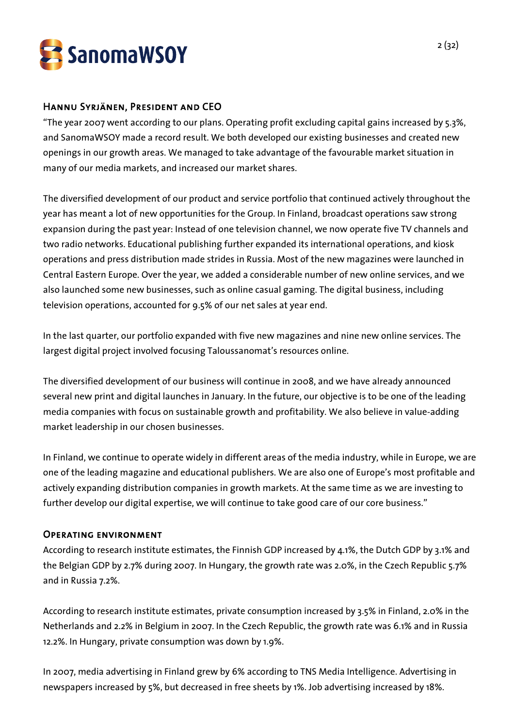## Hannu Syrjänen, President and CEO

"The year 2007 went according to our plans. Operating profit excluding capital gains increased by 5.3%, and SanomaWSOY made a record result. We both developed our existing businesses and created new openings in our growth areas. We managed to take advantage of the favourable market situation in many of our media markets, and increased our market shares.

The diversified development of our product and service portfolio that continued actively throughout the year has meant a lot of new opportunities for the Group. In Finland, broadcast operations saw strong expansion during the past year: Instead of one television channel, we now operate five TV channels and two radio networks. Educational publishing further expanded its international operations, and kiosk operations and press distribution made strides in Russia. Most of the new magazines were launched in Central Eastern Europe. Over the year, we added a considerable number of new online services, and we also launched some new businesses, such as online casual gaming. The digital business, including television operations, accounted for 9.5% of our net sales at year end.

In the last quarter, our portfolio expanded with five new magazines and nine new online services. The largest digital project involved focusing Taloussanomat's resources online.

The diversified development of our business will continue in 2008, and we have already announced several new print and digital launches in January. In the future, our objective is to be one of the leading media companies with focus on sustainable growth and profitability. We also believe in value-adding market leadership in our chosen businesses.

In Finland, we continue to operate widely in different areas of the media industry, while in Europe, we are one of the leading magazine and educational publishers. We are also one of Europe's most profitable and actively expanding distribution companies in growth markets. At the same time as we are investing to further develop our digital expertise, we will continue to take good care of our core business."

## Operating environment

According to research institute estimates, the Finnish GDP increased by 4.1%, the Dutch GDP by 3.1% and the Belgian GDP by 2.7% during 2007. In Hungary, the growth rate was 2.0%, in the Czech Republic 5.7% and in Russia 7.2%.

According to research institute estimates, private consumption increased by 3.5% in Finland, 2.0% in the Netherlands and 2.2% in Belgium in 2007. In the Czech Republic, the growth rate was 6.1% and in Russia 12.2%. In Hungary, private consumption was down by 1.9%.

In 2007, media advertising in Finland grew by 6% according to TNS Media Intelligence. Advertising in newspapers increased by 5%, but decreased in free sheets by 1%. Job advertising increased by 18%.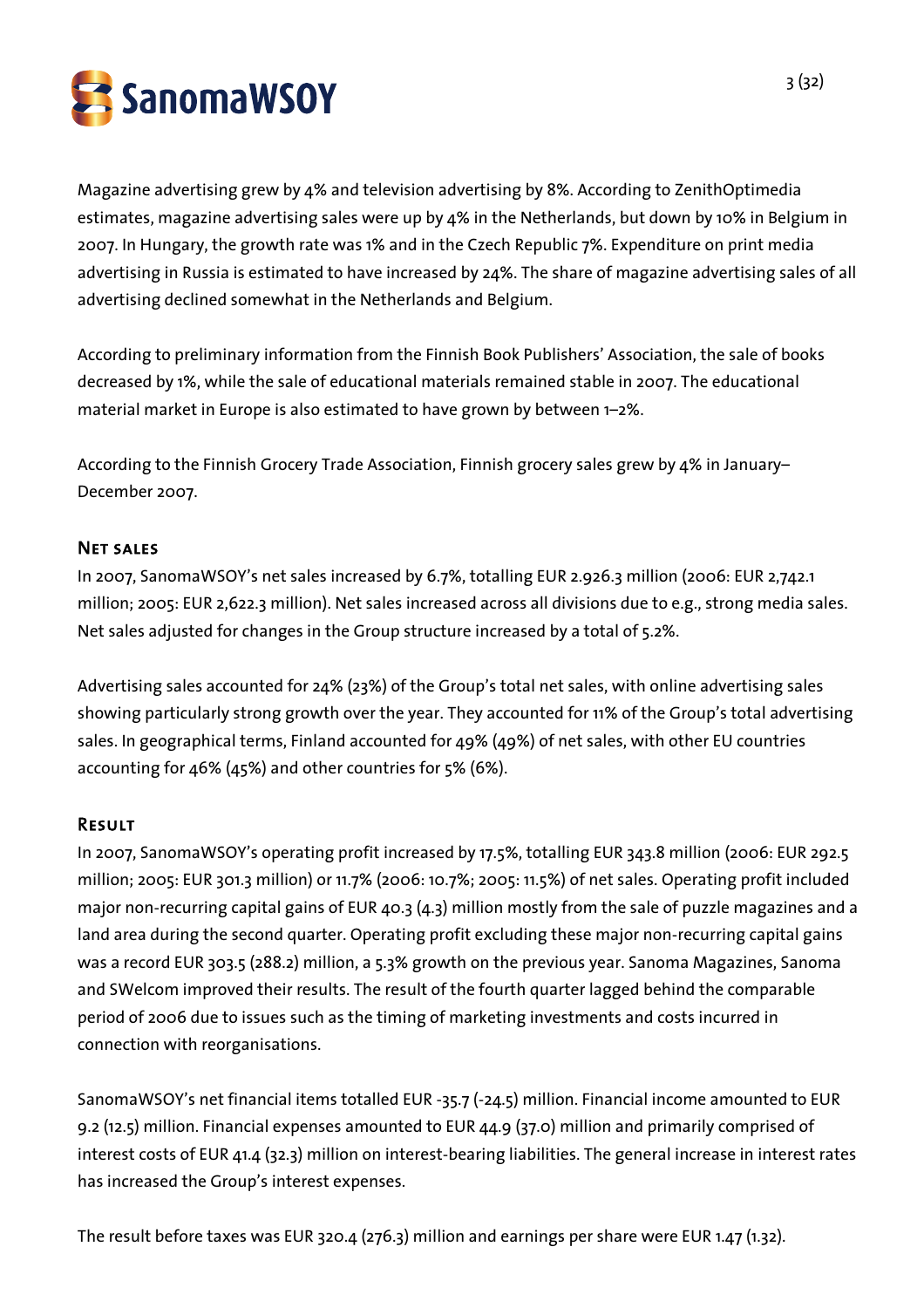Magazine advertising grew by 4% and television advertising by 8%. According to ZenithOptimedia estimates, magazine advertising sales were up by 4% in the Netherlands, but down by 10% in Belgium in 2007. In Hungary, the growth rate was 1% and in the Czech Republic 7%. Expenditure on print media advertising in Russia is estimated to have increased by 24%. The share of magazine advertising sales of all advertising declined somewhat in the Netherlands and Belgium.

According to preliminary information from the Finnish Book Publishers' Association, the sale of books decreased by 1%, while the sale of educational materials remained stable in 2007. The educational material market in Europe is also estimated to have grown by between 1–2%.

According to the Finnish Grocery Trade Association, Finnish grocery sales grew by 4% in January–December 2007.

### Net sales

In 2007, SanomaWSOY's net sales increased by 6.7%, totalling EUR 2.926.3 million (2006: EUR 2,742.1 million; 2005: EUR 2,622.3 million). Net sales increased across all divisions due to e.g., strong media sales. Net sales adjusted for changes in the Group structure increased by a total of 5.2%.

Advertising sales accounted for 24% (23%) of the Group's total net sales, with online advertising sales showing particularly strong growth over the year. They accounted for 11% of the Group's total advertising sales. In geographical terms, Finland accounted for 49% (49%) of net sales, with other EU countries accounting for 46% (45%) and other countries for 5% (6%).

### Result

In 2007, SanomaWSOY's operating profit increased by 17.5%, totalling EUR 343.8 million (2006: EUR 292.5 million; 2005: EUR 301.3 million) or 11.7% (2006: 10.7%; 2005: 11.5%) of net sales. Operating profit included major non-recurring capital gains of EUR 40.3 (4.3) million mostly from the sale of puzzle magazines and a land area during the second quarter. Operating profit excluding these major non-recurring capital gains was a record EUR 303.5 (288.2) million, a 5.3% growth on the previous year. Sanoma Magazines, Sanoma and SWelcom improved their results. The result of the fourth quarter lagged behind the comparable period of 2006 due to issues such as the timing of marketing investments and costs incurred in connection with reorganisations.

SanomaWSOY's net financial items totalled EUR -35.7 (-24.5) million. Financial income amounted to EUR 9.2 (12.5) million. Financial expenses amounted to EUR 44.9 (37.0) million and primarily comprised of interest costs of EUR 41.4 (32.3) million on interest-bearing liabilities. The general increase in interest rates has increased the Group's interest expenses.

The result before taxes was EUR 320.4 (276.3) million and earnings per share were EUR 1.47 (1.32).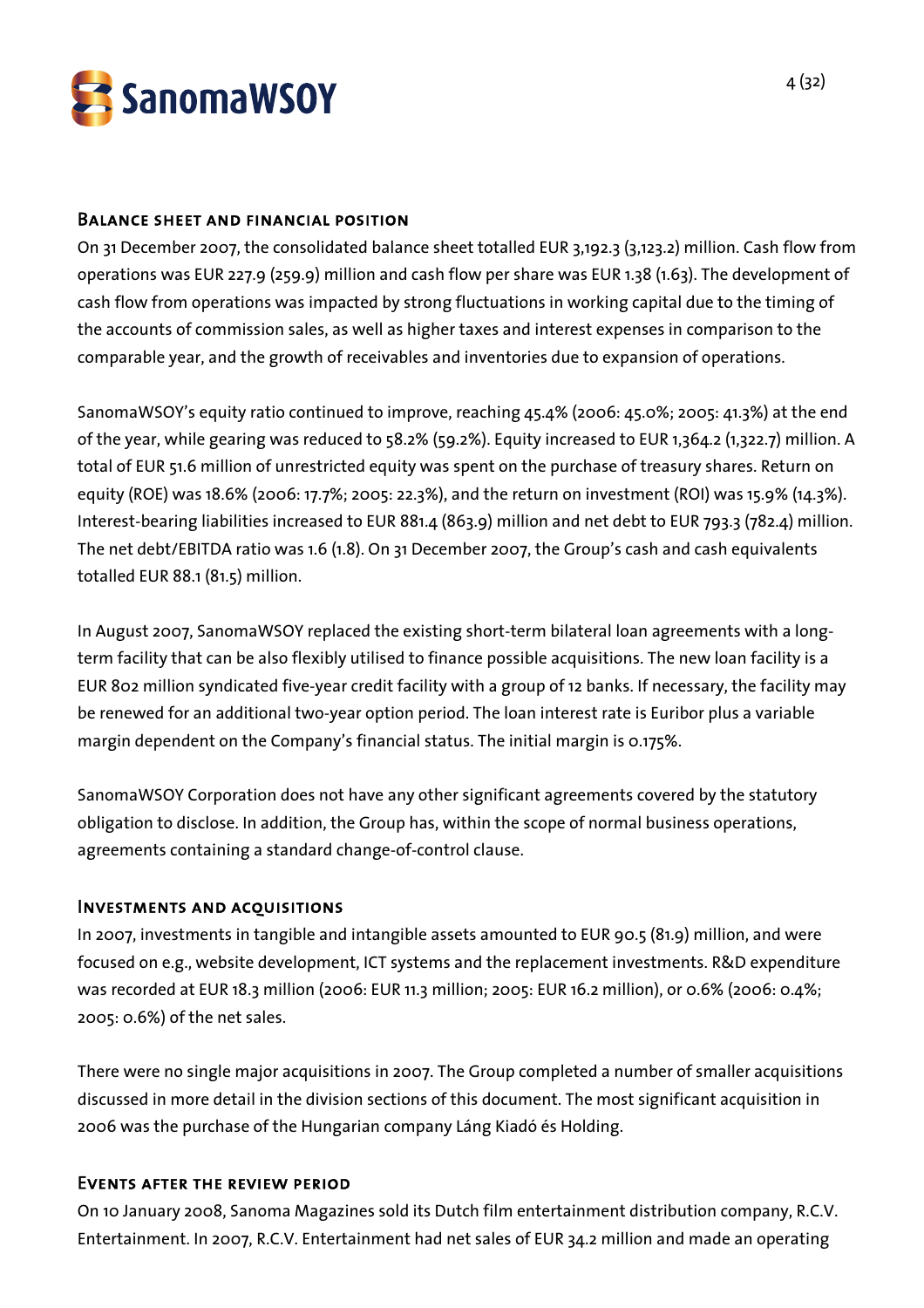## Balance sheet and financial position

On 31 December 2007, the consolidated balance sheet totalled EUR 3,192.3 (3,123.2) million. Cash flow from operations was EUR 227.9 (259.9) million and cash flow per share was EUR 1.38 (1.63). The development of cash flow from operations was impacted by strong fluctuations in working capital due to the timing of the accounts of commission sales, as well as higher taxes and interest expenses in comparison to the comparable year, and the growth of receivables and inventories due to expansion of operations.

SanomaWSOY's equity ratio continued to improve, reaching 45.4% (2006: 45.0%; 2005: 41.3%) at the end of the year, while gearing was reduced to 58.2% (59.2%). Equity increased to EUR 1,364.2 (1,322.7) million. A total of EUR 51.6 million of unrestricted equity was spent on the purchase of treasury shares. Return on equity (ROE) was 18.6% (2006: 17.7%; 2005: 22.3%), and the return on investment (ROI) was 15.9% (14.3%). Interest-bearing liabilities increased to EUR 881.4 (863.9) million and net debt to EUR 793.3 (782.4) million. The net debt/EBITDA ratio was 1.6 (1.8). On 31 December 2007, the Group's cash and cash equivalents totalled EUR 88.1 (81.5) million.

In August 2007, SanomaWSOY replaced the existing short-term bilateral loan agreements with a long-term facility that can be also flexibly utilised to finance possible acquisitions. The new loan facility is a EUR 802 million syndicated five-year credit facility with a group of 12 banks. If necessary, the facility may be renewed for an additional two-year option period. The loan interest rate is Euribor plus a variable margin dependent on the Company's financial status. The initial margin is 0.175%.

SanomaWSOY Corporation does not have any other significant agreements covered by the statutory obligation to disclose. In addition, the Group has, within the scope of normal business operations, agreements containing a standard change-of-control clause.

## Investments and acquisitions

In 2007, investments in tangible and intangible assets amounted to EUR 90.5 (81.9) million, and were focused on e.g., website development, ICT systems and the replacement investments. R&D expenditure was recorded at EUR 18.3 million (2006: EUR 11.3 million; 2005: EUR 16.2 million), or 0.6% (2006: 0.4%; 2005: 0.6%) of the net sales.

There were no single major acquisitions in 2007. The Group completed a number of smaller acquisitions discussed in more detail in the division sections of this document. The most significant acquisition in 2006 was the purchase of the Hungarian company Láng Kiadó és Holding.

## Events after the review period

On 10 January 2008, Sanoma Magazines sold its Dutch film entertainment distribution company, R.C.V. Entertainment. In 2007, R.C.V. Entertainment had net sales of EUR 34.2 million and made an operating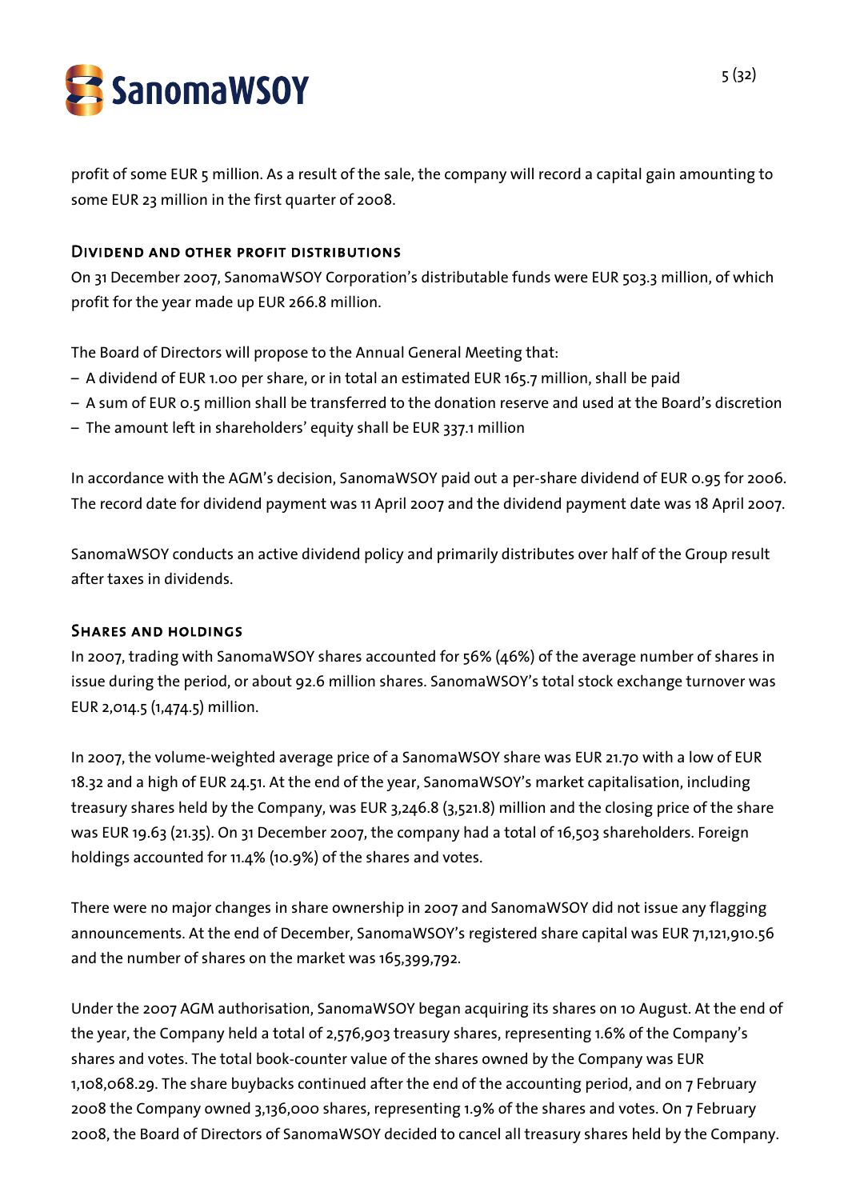profit of some EUR 5 million. As a result of the sale, the company will record a capital gain amounting to some EUR 23 million in the first quarter of 2008.

### Dividend and other profit distributions

On 31 December 2007, SanomaWSOY Corporation's distributable funds were EUR 503.3 million, of which profit for the year made up EUR 266.8 million.

The Board of Directors will propose to the Annual General Meeting that:

- A dividend of EUR 1.00 per share, or in total an estimated EUR 165.7 million, shall be paid
- A sum of EUR 0.5 million shall be transferred to the donation reserve and used at the Board's discretion
- The amount left in shareholders' equity shall be EUR 337.1 million

In accordance with the AGM's decision, SanomaWSOY paid out a per-share dividend of EUR 0.95 for 2006. The record date for dividend payment was 11 April 2007 and the dividend payment date was 18 April 2007.

SanomaWSOY conducts an active dividend policy and primarily distributes over half of the Group result after taxes in dividends.

### Shares and holdings

In 2007, trading with SanomaWSOY shares accounted for 56% (46%) of the average number of shares in issue during the period, or about 92.6 million shares. SanomaWSOY's total stock exchange turnover was EUR 2,014.5 (1,474.5) million.

In 2007, the volume-weighted average price of a SanomaWSOY share was EUR 21.70 with a low of EUR 18.32 and a high of EUR 24.51. At the end of the year, SanomaWSOY's market capitalisation, including treasury shares held by the Company, was EUR 3,246.8 (3,521.8) million and the closing price of the share was EUR 19.63 (21.35). On 31 December 2007, the company had a total of 16,503 shareholders. Foreign holdings accounted for 11.4% (10.9%) of the shares and votes.

There were no major changes in share ownership in 2007 and SanomaWSOY did not issue any flagging announcements. At the end of December, SanomaWSOY's registered share capital was EUR 71,121,910.56 and the number of shares on the market was 165,399,792.

Under the 2007 AGM authorisation, SanomaWSOY began acquiring its shares on 10 August. At the end of the year, the Company held a total of 2,576,903 treasury shares, representing 1.6% of the Company's shares and votes. The total book-counter value of the shares owned by the Company was EUR 1,108,068.29. The share buybacks continued after the end of the accounting period, and on 7 February 2008 the Company owned 3,136,000 shares, representing 1.9% of the shares and votes. On 7 February 2008, the Board of Directors of SanomaWSOY decided to cancel all treasury shares held by the Company.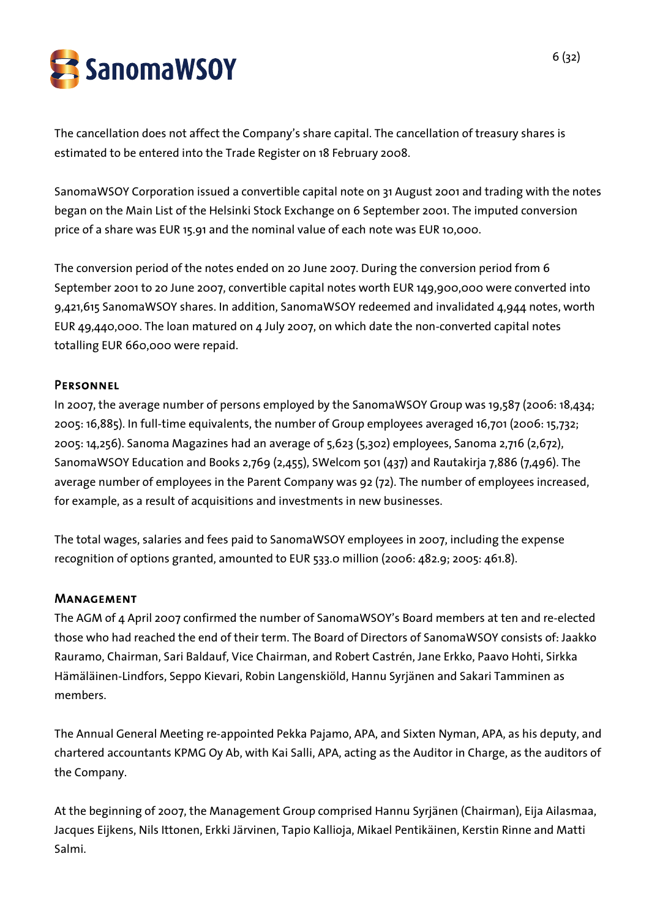The cancellation does not affect the Company's share capital. The cancellation of treasury shares is estimated to be entered into the Trade Register on 18 February 2008.

SanomaWSOY Corporation issued a convertible capital note on 31 August 2001 and trading with the notes began on the Main List of the Helsinki Stock Exchange on 6 September 2001. The imputed conversion price of a share was EUR 15.91 and the nominal value of each note was EUR 10,000.

The conversion period of the notes ended on 20 June 2007. During the conversion period from 6 September 2001 to 20 June 2007, convertible capital notes worth EUR 149,900,000 were converted into 9,421,615 SanomaWSOY shares. In addition, SanomaWSOY redeemed and invalidated 4,944 notes, worth EUR 49,440,000. The loan matured on 4 July 2007, on which date the non-converted capital notes totalling EUR 660,000 were repaid.

## Personnel

In 2007, the average number of persons employed by the SanomaWSOY Group was 19,587 (2006: 18,434; 2005: 16,885). In full-time equivalents, the number of Group employees averaged 16,701 (2006: 15,732; 2005: 14,256). Sanoma Magazines had an average of 5,623 (5,302) employees, Sanoma 2,716 (2,672), SanomaWSOY Education and Books 2,769 (2,455), SWelcom 501 (437) and Rautakirja 7,886 (7,496). The average number of employees in the Parent Company was 92 (72). The number of employees increased, for example, as a result of acquisitions and investments in new businesses.

The total wages, salaries and fees paid to SanomaWSOY employees in 2007, including the expense recognition of options granted, amounted to EUR 533.0 million (2006: 482.9; 2005: 461.8).

## Management

The AGM of 4 April 2007 confirmed the number of SanomaWSOY's Board members at ten and re-elected those who had reached the end of their term. The Board of Directors of SanomaWSOY consists of: Jaakko Rauramo, Chairman, Sari Baldauf, Vice Chairman, and Robert Castrén, Jane Erkko, Paavo Hohti, Sirkka Hämäläinen-Lindfors, Seppo Kievari, Robin Langenskiöld, Hannu Syrjänen and Sakari Tamminen as members.

The Annual General Meeting re-appointed Pekka Pajamo, APA, and Sixten Nyman, APA, as his deputy, and chartered accountants KPMG Oy Ab, with Kai Salli, APA, acting as the Auditor in Charge, as the auditors of the Company.

At the beginning of 2007, the Management Group comprised Hannu Syrjänen (Chairman), Eija Ailasmaa, Jacques Eijkens, Nils Ittonen, Erkki Järvinen, Tapio Kallioja, Mikael Pentikäinen, Kerstin Rinne and Matti Salmi.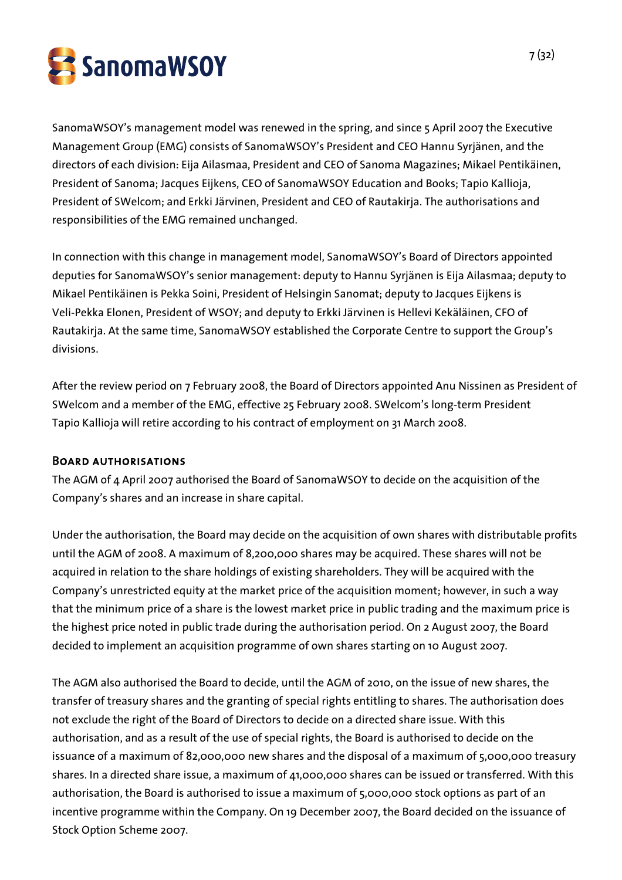SanomaWSOY's management model was renewed in the spring, and since 5 April 2007 the Executive Management Group (EMG) consists of SanomaWSOY's President and CEO Hannu Syrjänen, and the directors of each division: Eija Ailasmaa, President and CEO of Sanoma Magazines; Mikael Pentikäinen, President of Sanoma; Jacques Eijkens, CEO of SanomaWSOY Education and Books; Tapio Kallioja, President of SWelcom; and Erkki Järvinen, President and CEO of Rautakirja. The authorisations and responsibilities of the EMG remained unchanged.

In connection with this change in management model, SanomaWSOY's Board of Directors appointed deputies for SanomaWSOY's senior management: deputy to Hannu Syrjänen is Eija Ailasmaa; deputy to Mikael Pentikäinen is Pekka Soini, President of Helsingin Sanomat; deputy to Jacques Eijkens is Veli-Pekka Elonen, President of WSOY; and deputy to Erkki Järvinen is Hellevi Kekäläinen, CFO of Rautakirja. At the same time, SanomaWSOY established the Corporate Centre to support the Group's divisions.

After the review period on 7 February 2008, the Board of Directors appointed Anu Nissinen as President of SWelcom and a member of the EMG, effective 25 February 2008. SWelcom's long-term President Tapio Kallioja will retire according to his contract of employment on 31 March 2008.

## Board authorisations

The AGM of 4 April 2007 authorised the Board of SanomaWSOY to decide on the acquisition of the Company's shares and an increase in share capital.

Under the authorisation, the Board may decide on the acquisition of own shares with distributable profits until the AGM of 2008. A maximum of 8,200,000 shares may be acquired. These shares will not be acquired in relation to the share holdings of existing shareholders. They will be acquired with the Company's unrestricted equity at the market price of the acquisition moment; however, in such a way that the minimum price of a share is the lowest market price in public trading and the maximum price is the highest price noted in public trade during the authorisation period. On 2 August 2007, the Board decided to implement an acquisition programme of own shares starting on 10 August 2007.

The AGM also authorised the Board to decide, until the AGM of 2010, on the issue of new shares, the transfer of treasury shares and the granting of special rights entitling to shares. The authorisation does not exclude the right of the Board of Directors to decide on a directed share issue. With this authorisation, and as a result of the use of special rights, the Board is authorised to decide on the issuance of a maximum of 82,000,000 new shares and the disposal of a maximum of 5,000,000 treasury shares. In a directed share issue, a maximum of 41,000,000 shares can be issued or transferred. With this authorisation, the Board is authorised to issue a maximum of 5,000,000 stock options as part of an incentive programme within the Company. On 19 December 2007, the Board decided on the issuance of Stock Option Scheme 2007.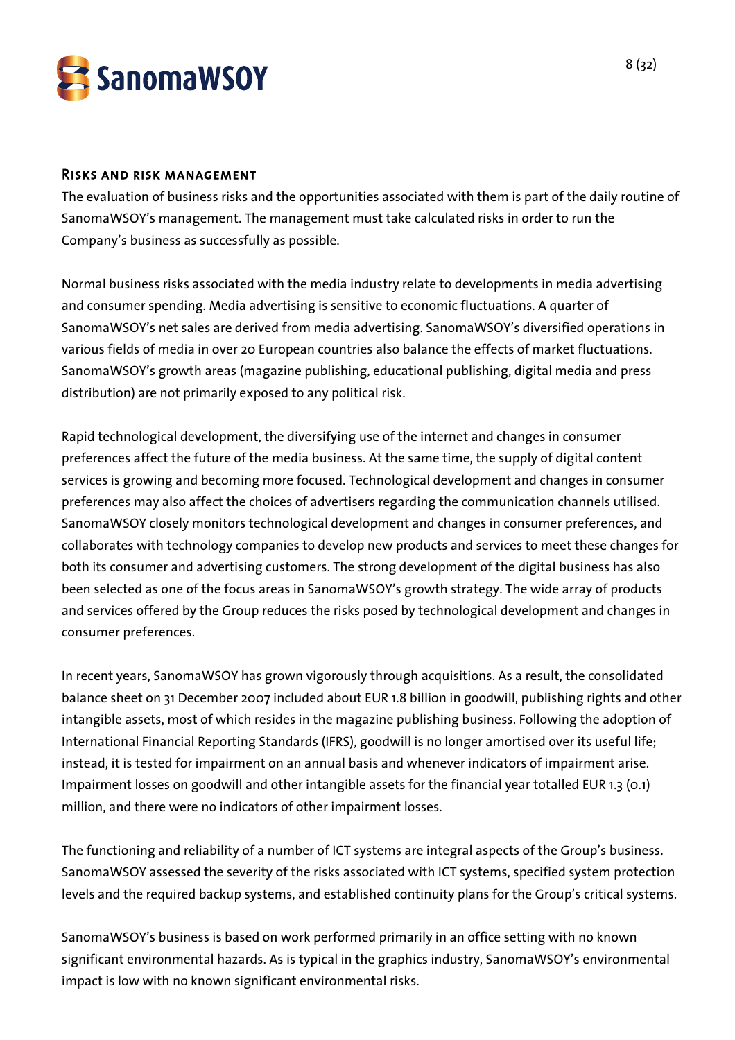## Risks and risk management

The evaluation of business risks and the opportunities associated with them is part of the daily routine of SanomaWSOY's management. The management must take calculated risks in order to run the Company's business as successfully as possible.

Normal business risks associated with the media industry relate to developments in media advertising and consumer spending. Media advertising is sensitive to economic fluctuations. A quarter of SanomaWSOY's net sales are derived from media advertising. SanomaWSOY's diversified operations in various fields of media in over 20 European countries also balance the effects of market fluctuations. SanomaWSOY's growth areas (magazine publishing, educational publishing, digital media and press distribution) are not primarily exposed to any political risk.

Rapid technological development, the diversifying use of the internet and changes in consumer preferences affect the future of the media business. At the same time, the supply of digital content services is growing and becoming more focused. Technological development and changes in consumer preferences may also affect the choices of advertisers regarding the communication channels utilised. SanomaWSOY closely monitors technological development and changes in consumer preferences, and collaborates with technology companies to develop new products and services to meet these changes for both its consumer and advertising customers. The strong development of the digital business has also been selected as one of the focus areas in SanomaWSOY's growth strategy. The wide array of products and services offered by the Group reduces the risks posed by technological development and changes in consumer preferences.

In recent years, SanomaWSOY has grown vigorously through acquisitions. As a result, the consolidated balance sheet on 31 December 2007 included about EUR 1.8 billion in goodwill, publishing rights and other intangible assets, most of which resides in the magazine publishing business. Following the adoption of International Financial Reporting Standards (IFRS), goodwill is no longer amortised over its useful life; instead, it is tested for impairment on an annual basis and whenever indicators of impairment arise. Impairment losses on goodwill and other intangible assets for the financial year totalled EUR 1.3 (0.1) million, and there were no indicators of other impairment losses.

The functioning and reliability of a number of ICT systems are integral aspects of the Group's business. SanomaWSOY assessed the severity of the risks associated with ICT systems, specified system protection levels and the required backup systems, and established continuity plans for the Group's critical systems.

SanomaWSOY's business is based on work performed primarily in an office setting with no known significant environmental hazards. As is typical in the graphics industry, SanomaWSOY's environmental impact is low with no known significant environmental risks.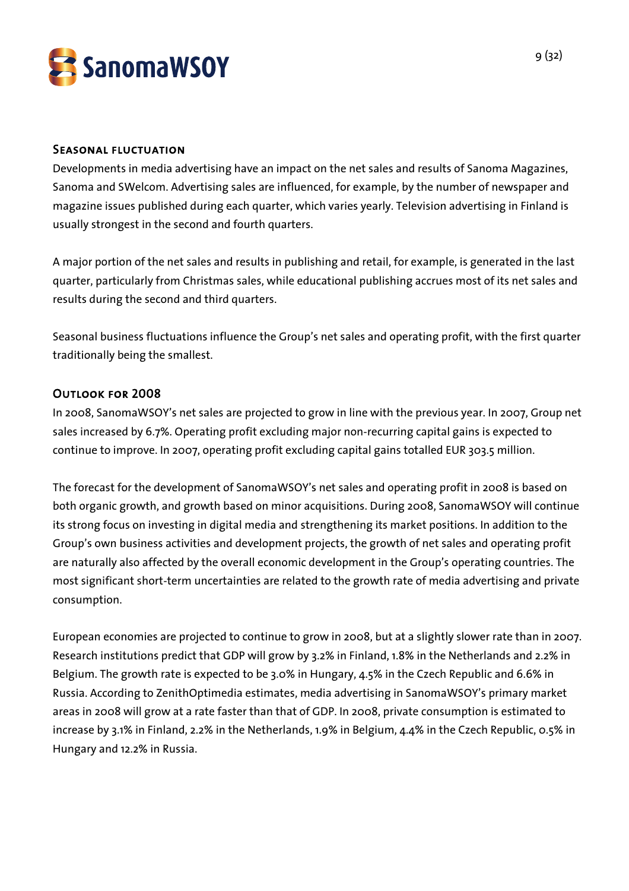## Seasonal fluctuation

Developments in media advertising have an impact on the net sales and results of Sanoma Magazines, Sanoma and SWelcom. Advertising sales are influenced, for example, by the number of newspaper and magazine issues published during each quarter, which varies yearly. Television advertising in Finland is usually strongest in the second and fourth quarters.

A major portion of the net sales and results in publishing and retail, for example, is generated in the last quarter, particularly from Christmas sales, while educational publishing accrues most of its net sales and results during the second and third quarters.

Seasonal business fluctuations influence the Group's net sales and operating profit, with the first quarter traditionally being the smallest.

## Outlook for 2008

In 2008, SanomaWSOY's net sales are projected to grow in line with the previous year. In 2007, Group net sales increased by 6.7%. Operating profit excluding major non-recurring capital gains is expected to continue to improve. In 2007, operating profit excluding capital gains totalled EUR 303.5 million.

The forecast for the development of SanomaWSOY's net sales and operating profit in 2008 is based on both organic growth, and growth based on minor acquisitions. During 2008, SanomaWSOY will continue its strong focus on investing in digital media and strengthening its market positions. In addition to the Group's own business activities and development projects, the growth of net sales and operating profit are naturally also affected by the overall economic development in the Group's operating countries. The most significant short-term uncertainties are related to the growth rate of media advertising and private consumption.

European economies are projected to continue to grow in 2008, but at a slightly slower rate than in 2007. Research institutions predict that GDP will grow by 3.2% in Finland, 1.8% in the Netherlands and 2.2% in Belgium. The growth rate is expected to be 3.0% in Hungary, 4.5% in the Czech Republic and 6.6% in Russia. According to ZenithOptimedia estimates, media advertising in SanomaWSOY's primary market areas in 2008 will grow at a rate faster than that of GDP. In 2008, private consumption is estimated to increase by 3.1% in Finland, 2.2% in the Netherlands, 1.9% in Belgium, 4.4% in the Czech Republic, 0.5% in Hungary and 12.2% in Russia.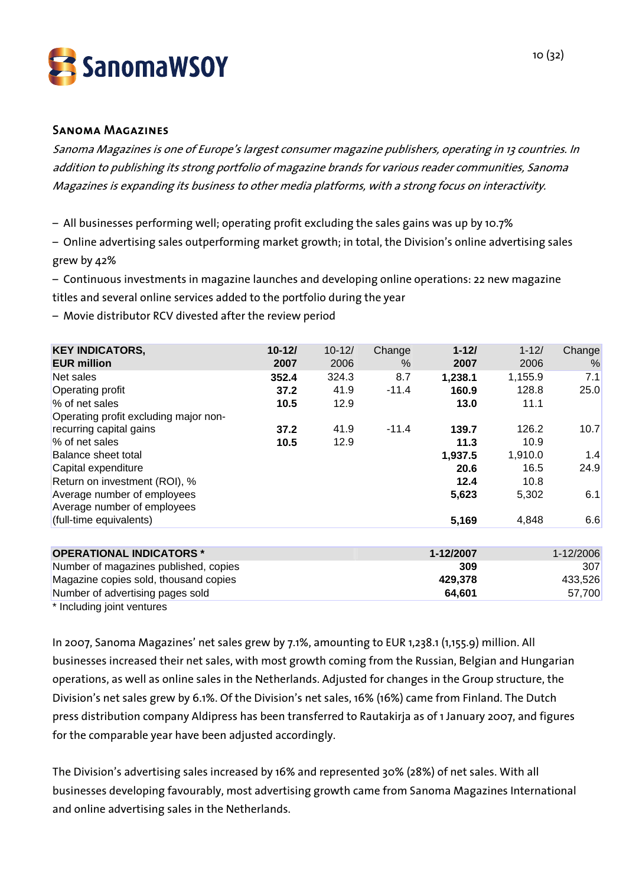## Sanoma Magazines

*Sanoma Magazines is one of Europe's largest consumer magazine publishers, operating in 13 countries. In addition to publishing its strong portfolio of magazine brands for various reader communities, Sanoma Magazines is expanding its business to other media platforms, with a strong focus on interactivity.*

– All businesses performing well; operating profit excluding the sales gains was up by 10.7%

– Online advertising sales outperforming market growth; in total, the Division's online advertising sales grew by 42%

– Continuous investments in magazine launches and developing online operations: 22 new magazine titles and several online services added to the portfolio during the year

– Movie distributor RCV divested after the review period

| **KEY INDICATORS, EUR million** | **10-12/ 2007** | 10-12/ 2006 | Change % | **1-12/ 2007** | 1-12/ 2006 | Change % |
|---|---|---|---|---|---|---|
| Net sales | **352.4** | 324.3 | 8.7 | **1,238.1** | 1,155.9 | 7.1 |
| Operating profit | **37.2** | 41.9 | -11.4 | **160.9** | 128.8 | 25.0 |
| % of net sales | **10.5** | 12.9 | | **13.0** | 11.1 | |
| Operating profit excluding major non-recurring capital gains | **37.2** | 41.9 | -11.4 | **139.7** | 126.2 | 10.7 |
| % of net sales | **10.5** | 12.9 | | **11.3** | 10.9 | |
| Balance sheet total | | | | **1,937.5** | 1,910.0 | 1.4 |
| Capital expenditure | | | | **20.6** | 16.5 | 24.9 |
| Return on investment (ROI), % | | | | **12.4** | 10.8 | |
| Average number of employees | | | | **5,623** | 5,302 | 6.1 |
| Average number of employees (full-time equivalents) | | | | **5,169** | 4,848 | 6.6 |

| **OPERATIONAL INDICATORS \*** | **1-12/2007** | 1-12/2006 |
|---|---|---|
| Number of magazines published, copies | **309** | 307 |
| Magazine copies sold, thousand copies | **429,378** | 433,526 |
| Number of advertising pages sold | **64,601** | 57,700 |

\* Including joint ventures

In 2007, Sanoma Magazines' net sales grew by 7.1%, amounting to EUR 1,238.1 (1,155.9) million. All businesses increased their net sales, with most growth coming from the Russian, Belgian and Hungarian operations, as well as online sales in the Netherlands. Adjusted for changes in the Group structure, the Division's net sales grew by 6.1%. Of the Division's net sales, 16% (16%) came from Finland. The Dutch press distribution company Aldipress has been transferred to Rautakirja as of 1 January 2007, and figures for the comparable year have been adjusted accordingly.

The Division's advertising sales increased by 16% and represented 30% (28%) of net sales. With all businesses developing favourably, most advertising growth came from Sanoma Magazines International and online advertising sales in the Netherlands.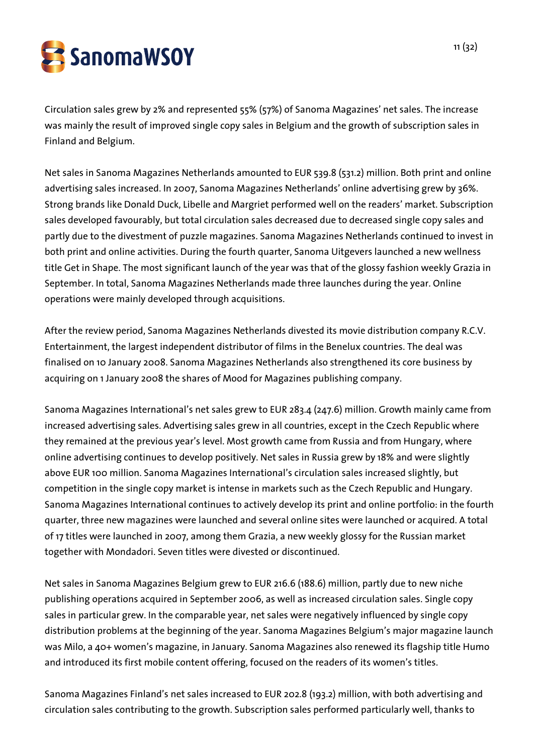Circulation sales grew by 2% and represented 55% (57%) of Sanoma Magazines' net sales. The increase was mainly the result of improved single copy sales in Belgium and the growth of subscription sales in Finland and Belgium.

Net sales in Sanoma Magazines Netherlands amounted to EUR 539.8 (531.2) million. Both print and online advertising sales increased. In 2007, Sanoma Magazines Netherlands' online advertising grew by 36%. Strong brands like Donald Duck, Libelle and Margriet performed well on the readers' market. Subscription sales developed favourably, but total circulation sales decreased due to decreased single copy sales and partly due to the divestment of puzzle magazines. Sanoma Magazines Netherlands continued to invest in both print and online activities. During the fourth quarter, Sanoma Uitgevers launched a new wellness title Get in Shape. The most significant launch of the year was that of the glossy fashion weekly Grazia in September. In total, Sanoma Magazines Netherlands made three launches during the year. Online operations were mainly developed through acquisitions.

After the review period, Sanoma Magazines Netherlands divested its movie distribution company R.C.V. Entertainment, the largest independent distributor of films in the Benelux countries. The deal was finalised on 10 January 2008. Sanoma Magazines Netherlands also strengthened its core business by acquiring on 1 January 2008 the shares of Mood for Magazines publishing company.

Sanoma Magazines International's net sales grew to EUR 283.4 (247.6) million. Growth mainly came from increased advertising sales. Advertising sales grew in all countries, except in the Czech Republic where they remained at the previous year's level. Most growth came from Russia and from Hungary, where online advertising continues to develop positively. Net sales in Russia grew by 18% and were slightly above EUR 100 million. Sanoma Magazines International's circulation sales increased slightly, but competition in the single copy market is intense in markets such as the Czech Republic and Hungary. Sanoma Magazines International continues to actively develop its print and online portfolio: in the fourth quarter, three new magazines were launched and several online sites were launched or acquired. A total of 17 titles were launched in 2007, among them Grazia, a new weekly glossy for the Russian market together with Mondadori. Seven titles were divested or discontinued.

Net sales in Sanoma Magazines Belgium grew to EUR 216.6 (188.6) million, partly due to new niche publishing operations acquired in September 2006, as well as increased circulation sales. Single copy sales in particular grew. In the comparable year, net sales were negatively influenced by single copy distribution problems at the beginning of the year. Sanoma Magazines Belgium's major magazine launch was Milo, a 40+ women's magazine, in January. Sanoma Magazines also renewed its flagship title Humo and introduced its first mobile content offering, focused on the readers of its women's titles.

Sanoma Magazines Finland's net sales increased to EUR 202.8 (193.2) million, with both advertising and circulation sales contributing to the growth. Subscription sales performed particularly well, thanks to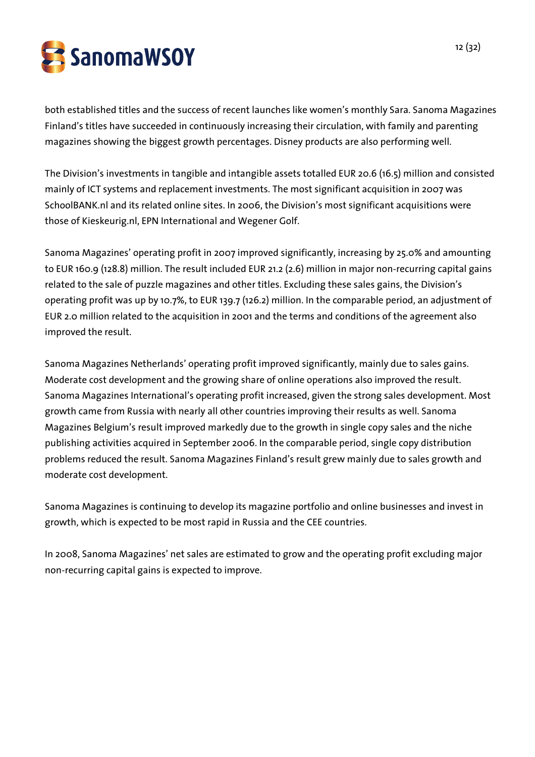both established titles and the success of recent launches like women's monthly Sara. Sanoma Magazines Finland's titles have succeeded in continuously increasing their circulation, with family and parenting magazines showing the biggest growth percentages. Disney products are also performing well.

The Division's investments in tangible and intangible assets totalled EUR 20.6 (16.5) million and consisted mainly of ICT systems and replacement investments. The most significant acquisition in 2007 was SchoolBANK.nl and its related online sites. In 2006, the Division's most significant acquisitions were those of Kieskeurig.nl, EPN International and Wegener Golf.

Sanoma Magazines' operating profit in 2007 improved significantly, increasing by 25.0% and amounting to EUR 160.9 (128.8) million. The result included EUR 21.2 (2.6) million in major non-recurring capital gains related to the sale of puzzle magazines and other titles. Excluding these sales gains, the Division's operating profit was up by 10.7%, to EUR 139.7 (126.2) million. In the comparable period, an adjustment of EUR 2.0 million related to the acquisition in 2001 and the terms and conditions of the agreement also improved the result.

Sanoma Magazines Netherlands' operating profit improved significantly, mainly due to sales gains. Moderate cost development and the growing share of online operations also improved the result. Sanoma Magazines International's operating profit increased, given the strong sales development. Most growth came from Russia with nearly all other countries improving their results as well. Sanoma Magazines Belgium's result improved markedly due to the growth in single copy sales and the niche publishing activities acquired in September 2006. In the comparable period, single copy distribution problems reduced the result. Sanoma Magazines Finland's result grew mainly due to sales growth and moderate cost development.

Sanoma Magazines is continuing to develop its magazine portfolio and online businesses and invest in growth, which is expected to be most rapid in Russia and the CEE countries.

In 2008, Sanoma Magazines' net sales are estimated to grow and the operating profit excluding major non-recurring capital gains is expected to improve.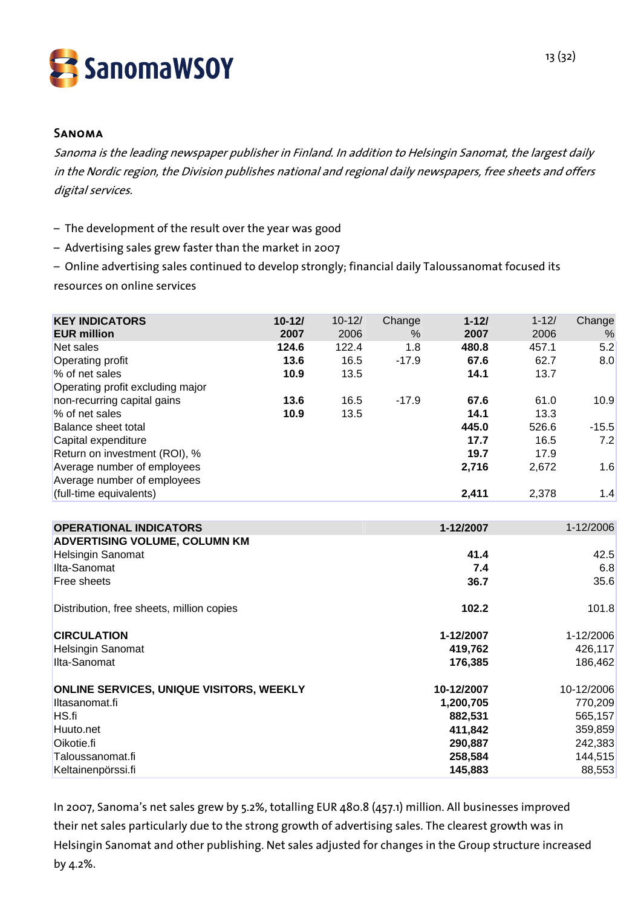## Sanoma

*Sanoma is the leading newspaper publisher in Finland. In addition to Helsingin Sanomat, the largest daily in the Nordic region, the Division publishes national and regional daily newspapers, free sheets and offers digital services.*

- The development of the result over the year was good
- Advertising sales grew faster than the market in 2007
- Online advertising sales continued to develop strongly; financial daily Taloussanomat focused its resources on online services

| **KEY INDICATORS EUR million** | **10-12/ 2007** | 10-12/ 2006 | Change % | **1-12/ 2007** | 1-12/ 2006 | Change % |
|---|---|---|---|---|---|---|
| Net sales | **124.6** | 122.4 | 1.8 | **480.8** | 457.1 | 5.2 |
| Operating profit | **13.6** | 16.5 | -17.9 | **67.6** | 62.7 | 8.0 |
| % of net sales | **10.9** | 13.5 | | **14.1** | 13.7 | |
| Operating profit excluding major non-recurring capital gains | **13.6** | 16.5 | -17.9 | **67.6** | 61.0 | 10.9 |
| % of net sales | **10.9** | 13.5 | | **14.1** | 13.3 | |
| Balance sheet total | | | | **445.0** | 526.6 | -15.5 |
| Capital expenditure | | | | **17.7** | 16.5 | 7.2 |
| Return on investment (ROI), % | | | | **19.7** | 17.9 | |
| Average number of employees | | | | **2,716** | 2,672 | 1.6 |
| Average number of employees (full-time equivalents) | | | | **2,411** | 2,378 | 1.4 |

| **OPERATIONAL INDICATORS** | **1-12/2007** | 1-12/2006 |
|---|---|---|
| **ADVERTISING VOLUME, COLUMN KM** | | |
| Helsingin Sanomat | **41.4** | 42.5 |
| Ilta-Sanomat | **7.4** | 6.8 |
| Free sheets | **36.7** | 35.6 |
| | | |
| Distribution, free sheets, million copies | **102.2** | 101.8 |
| | | |
| **CIRCULATION** | **1-12/2007** | 1-12/2006 |
| Helsingin Sanomat | **419,762** | 426,117 |
| Ilta-Sanomat | **176,385** | 186,462 |
| | | |
| **ONLINE SERVICES, UNIQUE VISITORS, WEEKLY** | **10-12/2007** | 10-12/2006 |
| Iltasanomat.fi | **1,200,705** | 770,209 |
| HS.fi | **882,531** | 565,157 |
| Huuto.net | **411,842** | 359,859 |
| Oikotie.fi | **290,887** | 242,383 |
| Taloussanomat.fi | **258,584** | 144,515 |
| Keltainenpörssi.fi | **145,883** | 88,553 |

In 2007, Sanoma's net sales grew by 5.2%, totalling EUR 480.8 (457.1) million. All businesses improved their net sales particularly due to the strong growth of advertising sales. The clearest growth was in Helsingin Sanomat and other publishing. Net sales adjusted for changes in the Group structure increased by 4.2%.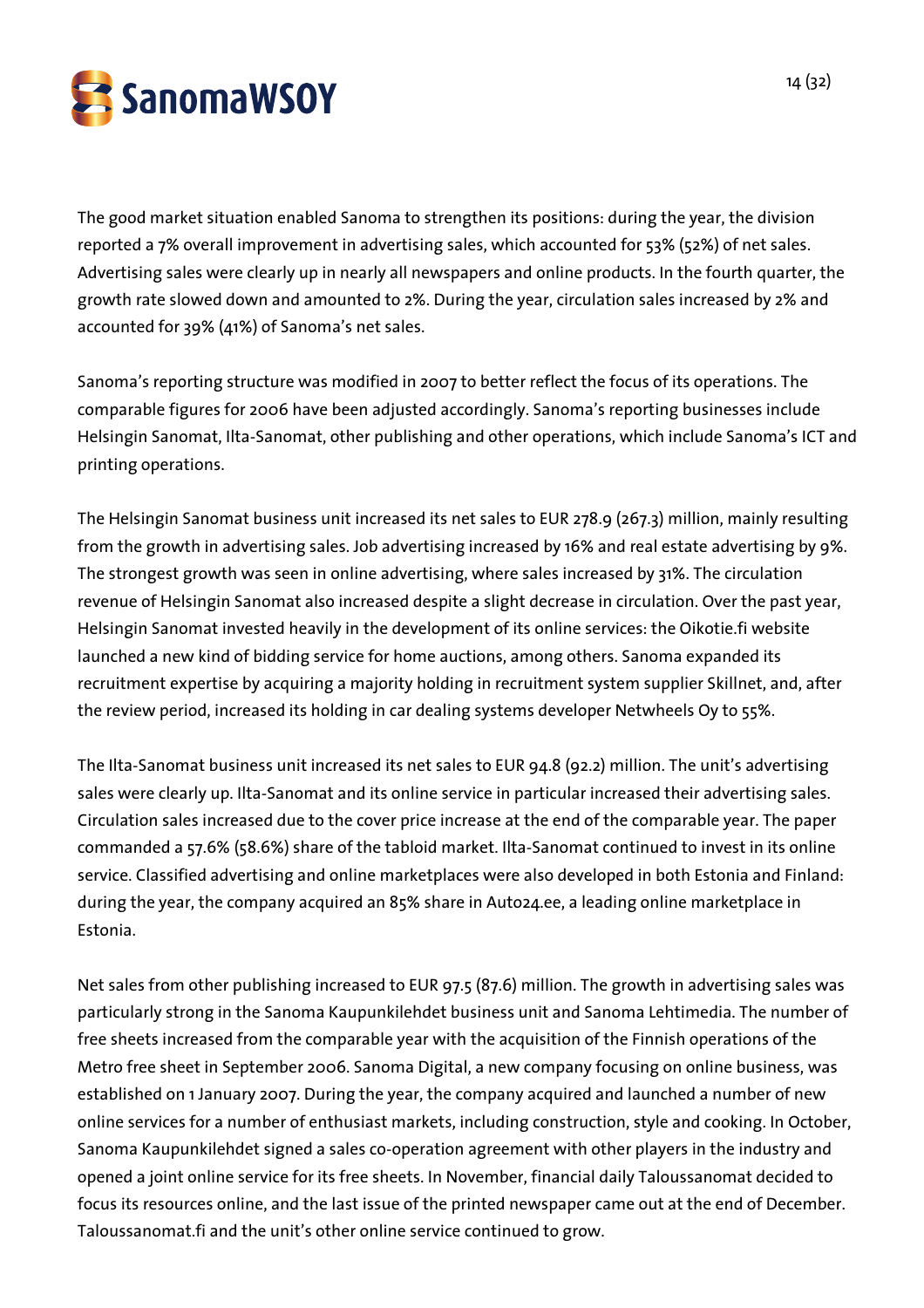The good market situation enabled Sanoma to strengthen its positions: during the year, the division reported a 7% overall improvement in advertising sales, which accounted for 53% (52%) of net sales. Advertising sales were clearly up in nearly all newspapers and online products. In the fourth quarter, the growth rate slowed down and amounted to 2%. During the year, circulation sales increased by 2% and accounted for 39% (41%) of Sanoma's net sales.

Sanoma's reporting structure was modified in 2007 to better reflect the focus of its operations. The comparable figures for 2006 have been adjusted accordingly. Sanoma's reporting businesses include Helsingin Sanomat, Ilta-Sanomat, other publishing and other operations, which include Sanoma's ICT and printing operations.

The Helsingin Sanomat business unit increased its net sales to EUR 278.9 (267.3) million, mainly resulting from the growth in advertising sales. Job advertising increased by 16% and real estate advertising by 9%. The strongest growth was seen in online advertising, where sales increased by 31%. The circulation revenue of Helsingin Sanomat also increased despite a slight decrease in circulation. Over the past year, Helsingin Sanomat invested heavily in the development of its online services: the Oikotie.fi website launched a new kind of bidding service for home auctions, among others. Sanoma expanded its recruitment expertise by acquiring a majority holding in recruitment system supplier Skillnet, and, after the review period, increased its holding in car dealing systems developer Netwheels Oy to 55%.

The Ilta-Sanomat business unit increased its net sales to EUR 94.8 (92.2) million. The unit's advertising sales were clearly up. Ilta-Sanomat and its online service in particular increased their advertising sales. Circulation sales increased due to the cover price increase at the end of the comparable year. The paper commanded a 57.6% (58.6%) share of the tabloid market. Ilta-Sanomat continued to invest in its online service. Classified advertising and online marketplaces were also developed in both Estonia and Finland: during the year, the company acquired an 85% share in Auto24.ee, a leading online marketplace in Estonia.

Net sales from other publishing increased to EUR 97.5 (87.6) million. The growth in advertising sales was particularly strong in the Sanoma Kaupunkilehdet business unit and Sanoma Lehtimedia. The number of free sheets increased from the comparable year with the acquisition of the Finnish operations of the Metro free sheet in September 2006. Sanoma Digital, a new company focusing on online business, was established on 1 January 2007. During the year, the company acquired and launched a number of new online services for a number of enthusiast markets, including construction, style and cooking. In October, Sanoma Kaupunkilehdet signed a sales co-operation agreement with other players in the industry and opened a joint online service for its free sheets. In November, financial daily Taloussanomat decided to focus its resources online, and the last issue of the printed newspaper came out at the end of December. Taloussanomat.fi and the unit's other online service continued to grow.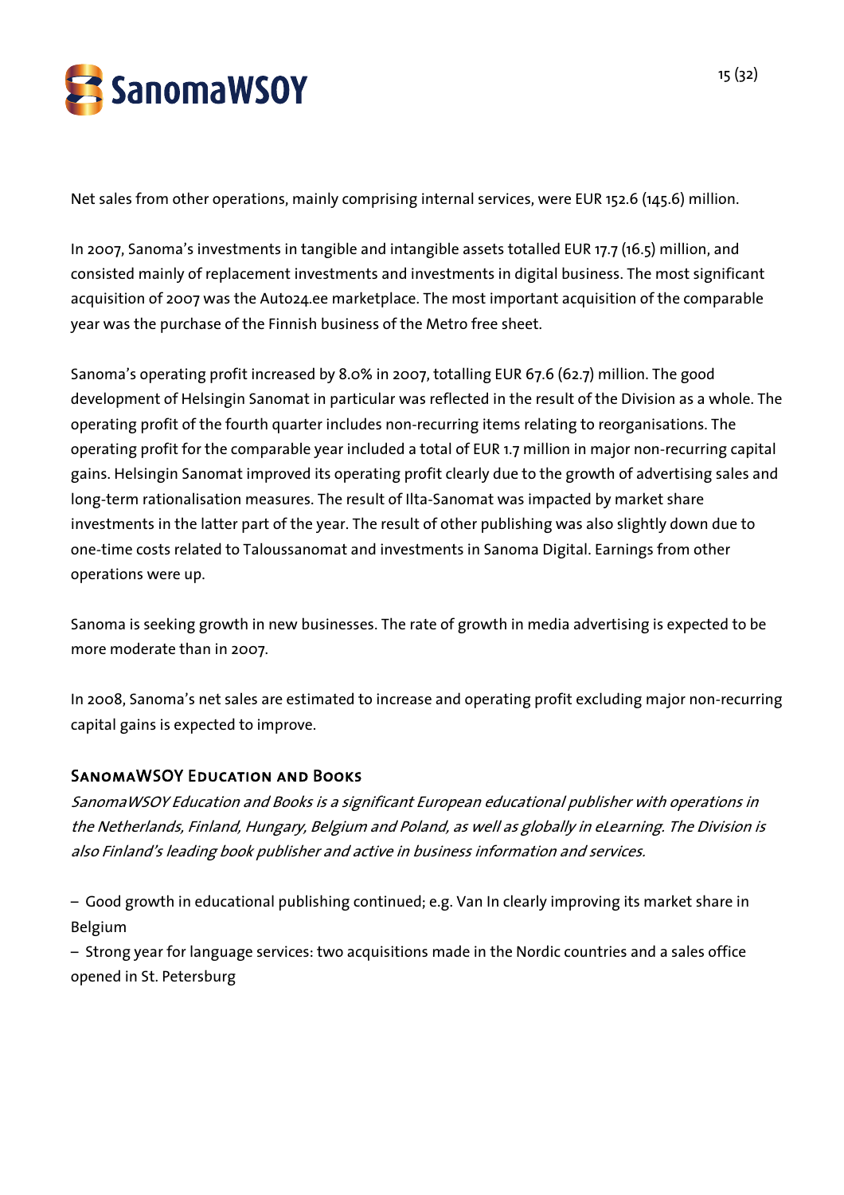Net sales from other operations, mainly comprising internal services, were EUR 152.6 (145.6) million.

In 2007, Sanoma's investments in tangible and intangible assets totalled EUR 17.7 (16.5) million, and consisted mainly of replacement investments and investments in digital business. The most significant acquisition of 2007 was the Auto24.ee marketplace. The most important acquisition of the comparable year was the purchase of the Finnish business of the Metro free sheet.

Sanoma's operating profit increased by 8.0% in 2007, totalling EUR 67.6 (62.7) million. The good development of Helsingin Sanomat in particular was reflected in the result of the Division as a whole. The operating profit of the fourth quarter includes non-recurring items relating to reorganisations. The operating profit for the comparable year included a total of EUR 1.7 million in major non-recurring capital gains. Helsingin Sanomat improved its operating profit clearly due to the growth of advertising sales and long-term rationalisation measures. The result of Ilta-Sanomat was impacted by market share investments in the latter part of the year. The result of other publishing was also slightly down due to one-time costs related to Taloussanomat and investments in Sanoma Digital. Earnings from other operations were up.

Sanoma is seeking growth in new businesses. The rate of growth in media advertising is expected to be more moderate than in 2007.

In 2008, Sanoma's net sales are estimated to increase and operating profit excluding major non-recurring capital gains is expected to improve.

### SanomaWSOY Education and Books

*SanomaWSOY Education and Books is a significant European educational publisher with operations in the Netherlands, Finland, Hungary, Belgium and Poland, as well as globally in eLearning. The Division is also Finland's leading book publisher and active in business information and services.*

– Good growth in educational publishing continued; e.g. Van In clearly improving its market share in Belgium

– Strong year for language services: two acquisitions made in the Nordic countries and a sales office opened in St. Petersburg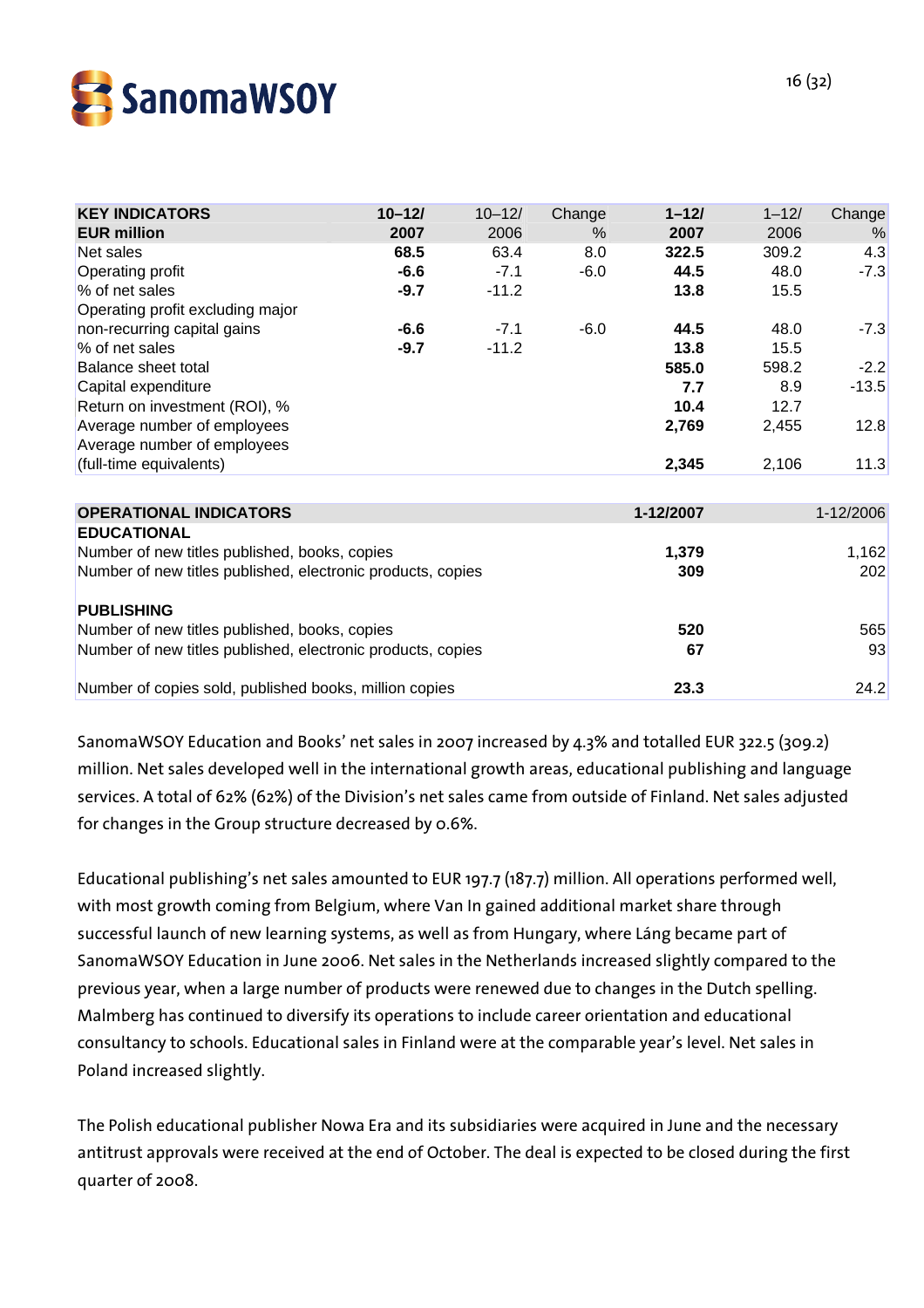| KEY INDICATORS EUR million | 10–12/ 2007 | 10–12/ 2006 | Change % | 1–12/ 2007 | 1–12/ 2006 | Change % |
|---|---|---|---|---|---|---|
| Net sales | **68.5** | 63.4 | 8.0 | **322.5** | 309.2 | 4.3 |
| Operating profit | **-6.6** | -7.1 | -6.0 | **44.5** | 48.0 | -7.3 |
| % of net sales | **-9.7** | -11.2 | | **13.8** | 15.5 | |
| Operating profit excluding major non-recurring capital gains | **-6.6** | -7.1 | -6.0 | **44.5** | 48.0 | -7.3 |
| % of net sales | **-9.7** | -11.2 | | **13.8** | 15.5 | |
| Balance sheet total | | | | **585.0** | 598.2 | -2.2 |
| Capital expenditure | | | | **7.7** | 8.9 | -13.5 |
| Return on investment (ROI), % | | | | **10.4** | 12.7 | |
| Average number of employees | | | | **2,769** | 2,455 | 12.8 |
| Average number of employees (full-time equivalents) | | | | **2,345** | 2,106 | 11.3 |

| OPERATIONAL INDICATORS | 1-12/2007 | 1-12/2006 |
|---|---|---|
| **EDUCATIONAL** | | |
| Number of new titles published, books, copies | **1,379** | 1,162 |
| Number of new titles published, electronic products, copies | **309** | 202 |
| **PUBLISHING** | | |
| Number of new titles published, books, copies | **520** | 565 |
| Number of new titles published, electronic products, copies | **67** | 93 |
| Number of copies sold, published books, million copies | **23.3** | 24.2 |

SanomaWSOY Education and Books' net sales in 2007 increased by 4.3% and totalled EUR 322.5 (309.2) million. Net sales developed well in the international growth areas, educational publishing and language services. A total of 62% (62%) of the Division's net sales came from outside of Finland. Net sales adjusted for changes in the Group structure decreased by 0.6%.

Educational publishing's net sales amounted to EUR 197.7 (187.7) million. All operations performed well, with most growth coming from Belgium, where Van In gained additional market share through successful launch of new learning systems, as well as from Hungary, where Láng became part of SanomaWSOY Education in June 2006. Net sales in the Netherlands increased slightly compared to the previous year, when a large number of products were renewed due to changes in the Dutch spelling. Malmberg has continued to diversify its operations to include career orientation and educational consultancy to schools. Educational sales in Finland were at the comparable year's level. Net sales in Poland increased slightly.

The Polish educational publisher Nowa Era and its subsidiaries were acquired in June and the necessary antitrust approvals were received at the end of October. The deal is expected to be closed during the first quarter of 2008.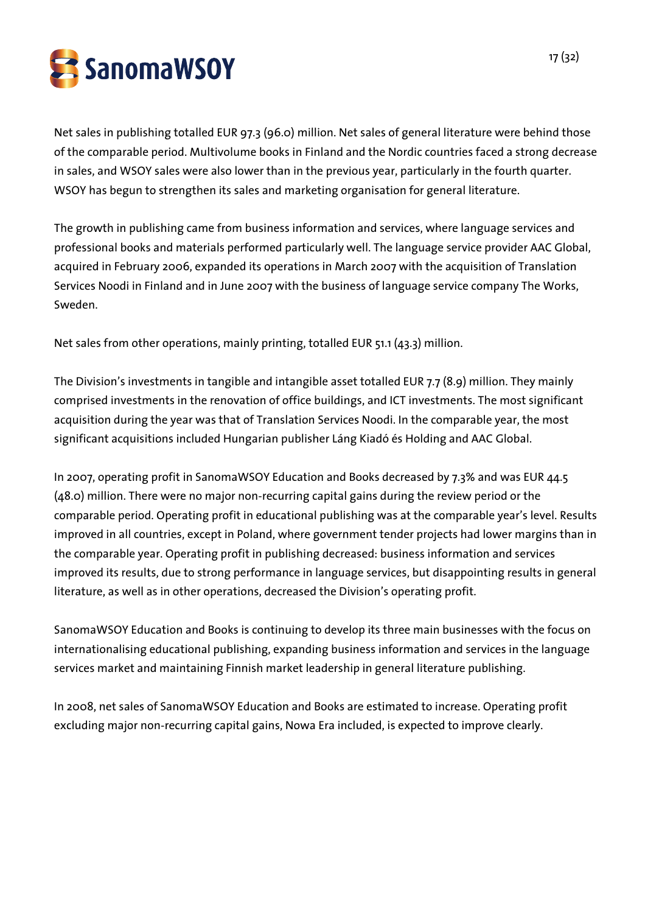Net sales in publishing totalled EUR 97.3 (96.0) million. Net sales of general literature were behind those of the comparable period. Multivolume books in Finland and the Nordic countries faced a strong decrease in sales, and WSOY sales were also lower than in the previous year, particularly in the fourth quarter. WSOY has begun to strengthen its sales and marketing organisation for general literature.

The growth in publishing came from business information and services, where language services and professional books and materials performed particularly well. The language service provider AAC Global, acquired in February 2006, expanded its operations in March 2007 with the acquisition of Translation Services Noodi in Finland and in June 2007 with the business of language service company The Works, Sweden.

Net sales from other operations, mainly printing, totalled EUR 51.1 (43.3) million.

The Division's investments in tangible and intangible asset totalled EUR 7.7 (8.9) million. They mainly comprised investments in the renovation of office buildings, and ICT investments. The most significant acquisition during the year was that of Translation Services Noodi. In the comparable year, the most significant acquisitions included Hungarian publisher Láng Kiadó és Holding and AAC Global.

In 2007, operating profit in SanomaWSOY Education and Books decreased by 7.3% and was EUR 44.5 (48.0) million. There were no major non-recurring capital gains during the review period or the comparable period. Operating profit in educational publishing was at the comparable year's level. Results improved in all countries, except in Poland, where government tender projects had lower margins than in the comparable year. Operating profit in publishing decreased: business information and services improved its results, due to strong performance in language services, but disappointing results in general literature, as well as in other operations, decreased the Division's operating profit.

SanomaWSOY Education and Books is continuing to develop its three main businesses with the focus on internationalising educational publishing, expanding business information and services in the language services market and maintaining Finnish market leadership in general literature publishing.

In 2008, net sales of SanomaWSOY Education and Books are estimated to increase. Operating profit excluding major non-recurring capital gains, Nowa Era included, is expected to improve clearly.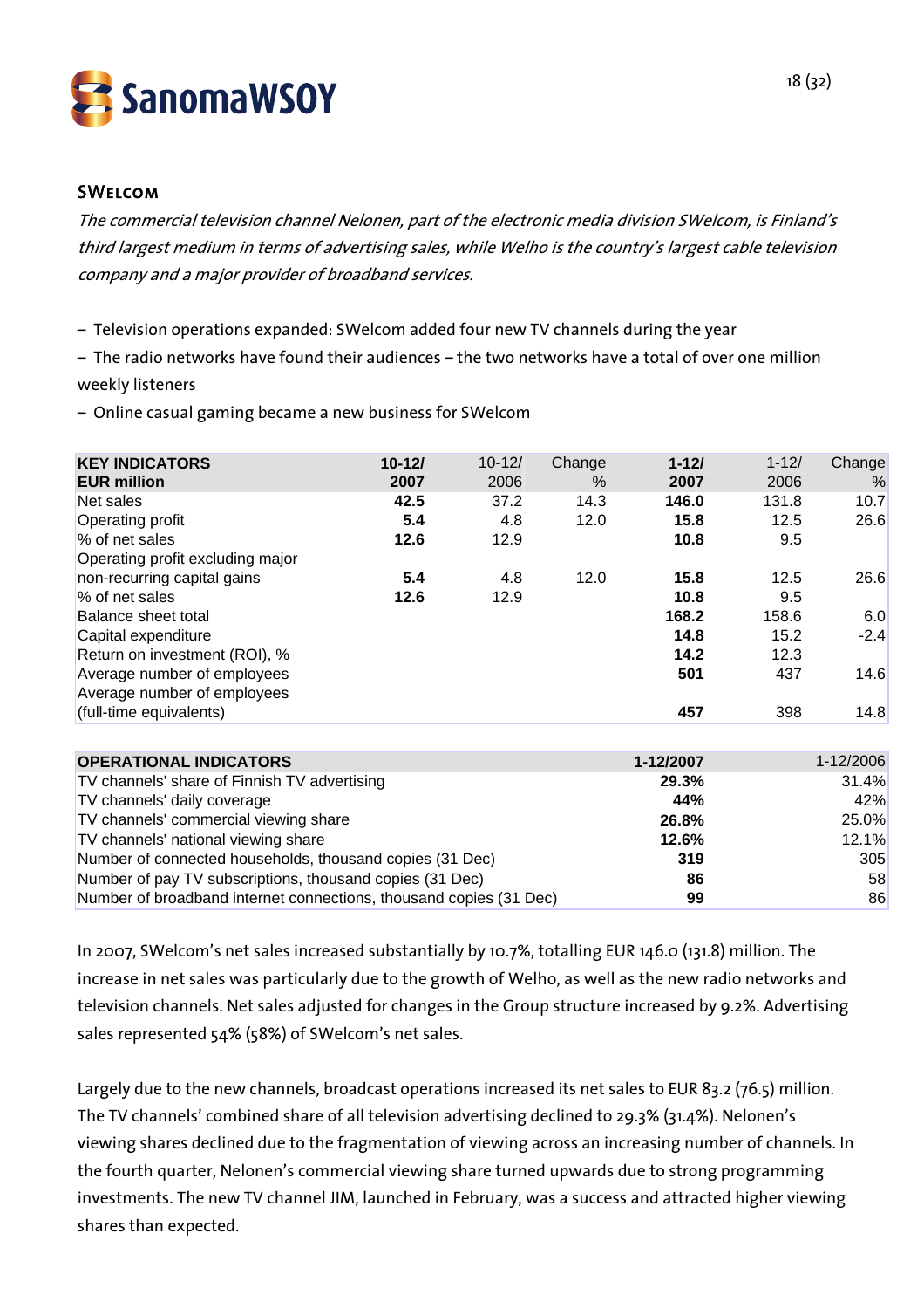## SWelcom

*The commercial television channel Nelonen, part of the electronic media division SWelcom, is Finland's third largest medium in terms of advertising sales, while Welho is the country's largest cable television company and a major provider of broadband services.*

- Television operations expanded: SWelcom added four new TV channels during the year
- The radio networks have found their audiences – the two networks have a total of over one million weekly listeners
- Online casual gaming became a new business for SWelcom

| **KEY INDICATORS EUR million** | **10-12/ 2007** | 10-12/ 2006 | Change % | **1-12/ 2007** | 1-12/ 2006 | Change % |
|---|---|---|---|---|---|---|
| Net sales | **42.5** | 37.2 | 14.3 | **146.0** | 131.8 | 10.7 |
| Operating profit | **5.4** | 4.8 | 12.0 | **15.8** | 12.5 | 26.6 |
| % of net sales | **12.6** | 12.9 | | **10.8** | 9.5 | |
| Operating profit excluding major non-recurring capital gains | **5.4** | 4.8 | 12.0 | **15.8** | 12.5 | 26.6 |
| % of net sales | **12.6** | 12.9 | | **10.8** | 9.5 | |
| Balance sheet total | | | | **168.2** | 158.6 | 6.0 |
| Capital expenditure | | | | **14.8** | 15.2 | -2.4 |
| Return on investment (ROI), % | | | | **14.2** | 12.3 | |
| Average number of employees | | | | **501** | 437 | 14.6 |
| Average number of employees (full-time equivalents) | | | | **457** | 398 | 14.8 |

| **OPERATIONAL INDICATORS** | **1-12/2007** | 1-12/2006 |
|---|---|---|
| TV channels' share of Finnish TV advertising | **29.3%** | 31.4% |
| TV channels' daily coverage | **44%** | 42% |
| TV channels' commercial viewing share | **26.8%** | 25.0% |
| TV channels' national viewing share | **12.6%** | 12.1% |
| Number of connected households, thousand copies (31 Dec) | **319** | 305 |
| Number of pay TV subscriptions, thousand copies (31 Dec) | **86** | 58 |
| Number of broadband internet connections, thousand copies (31 Dec) | **99** | 86 |

In 2007, SWelcom's net sales increased substantially by 10.7%, totalling EUR 146.0 (131.8) million. The increase in net sales was particularly due to the growth of Welho, as well as the new radio networks and television channels. Net sales adjusted for changes in the Group structure increased by 9.2%. Advertising sales represented 54% (58%) of SWelcom's net sales.

Largely due to the new channels, broadcast operations increased its net sales to EUR 83.2 (76.5) million. The TV channels' combined share of all television advertising declined to 29.3% (31.4%). Nelonen's viewing shares declined due to the fragmentation of viewing across an increasing number of channels. In the fourth quarter, Nelonen's commercial viewing share turned upwards due to strong programming investments. The new TV channel JIM, launched in February, was a success and attracted higher viewing shares than expected.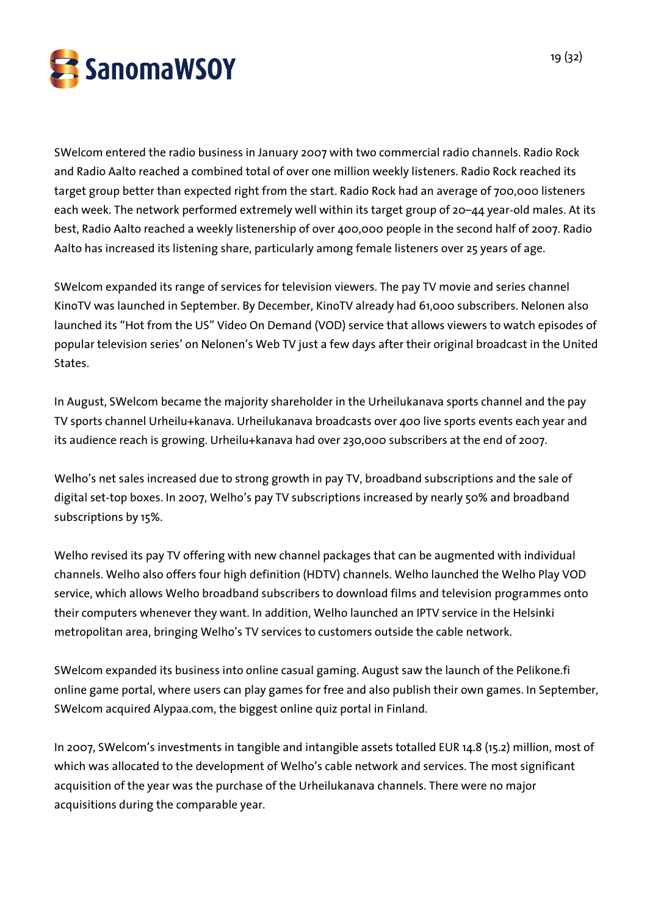SWelcom entered the radio business in January 2007 with two commercial radio channels. Radio Rock and Radio Aalto reached a combined total of over one million weekly listeners. Radio Rock reached its target group better than expected right from the start. Radio Rock had an average of 700,000 listeners each week. The network performed extremely well within its target group of 20–44 year-old males. At its best, Radio Aalto reached a weekly listenership of over 400,000 people in the second half of 2007. Radio Aalto has increased its listening share, particularly among female listeners over 25 years of age.

SWelcom expanded its range of services for television viewers. The pay TV movie and series channel KinoTV was launched in September. By December, KinoTV already had 61,000 subscribers. Nelonen also launched its "Hot from the US" Video On Demand (VOD) service that allows viewers to watch episodes of popular television series' on Nelonen's Web TV just a few days after their original broadcast in the United States.

In August, SWelcom became the majority shareholder in the Urheilukanava sports channel and the pay TV sports channel Urheilu+kanava. Urheilukanava broadcasts over 400 live sports events each year and its audience reach is growing. Urheilu+kanava had over 230,000 subscribers at the end of 2007.

Welho's net sales increased due to strong growth in pay TV, broadband subscriptions and the sale of digital set-top boxes. In 2007, Welho's pay TV subscriptions increased by nearly 50% and broadband subscriptions by 15%.

Welho revised its pay TV offering with new channel packages that can be augmented with individual channels. Welho also offers four high definition (HDTV) channels. Welho launched the Welho Play VOD service, which allows Welho broadband subscribers to download films and television programmes onto their computers whenever they want. In addition, Welho launched an IPTV service in the Helsinki metropolitan area, bringing Welho's TV services to customers outside the cable network.

SWelcom expanded its business into online casual gaming. August saw the launch of the Pelikone.fi online game portal, where users can play games for free and also publish their own games. In September, SWelcom acquired Alypaa.com, the biggest online quiz portal in Finland.

In 2007, SWelcom's investments in tangible and intangible assets totalled EUR 14.8 (15.2) million, most of which was allocated to the development of Welho's cable network and services. The most significant acquisition of the year was the purchase of the Urheilukanava channels. There were no major acquisitions during the comparable year.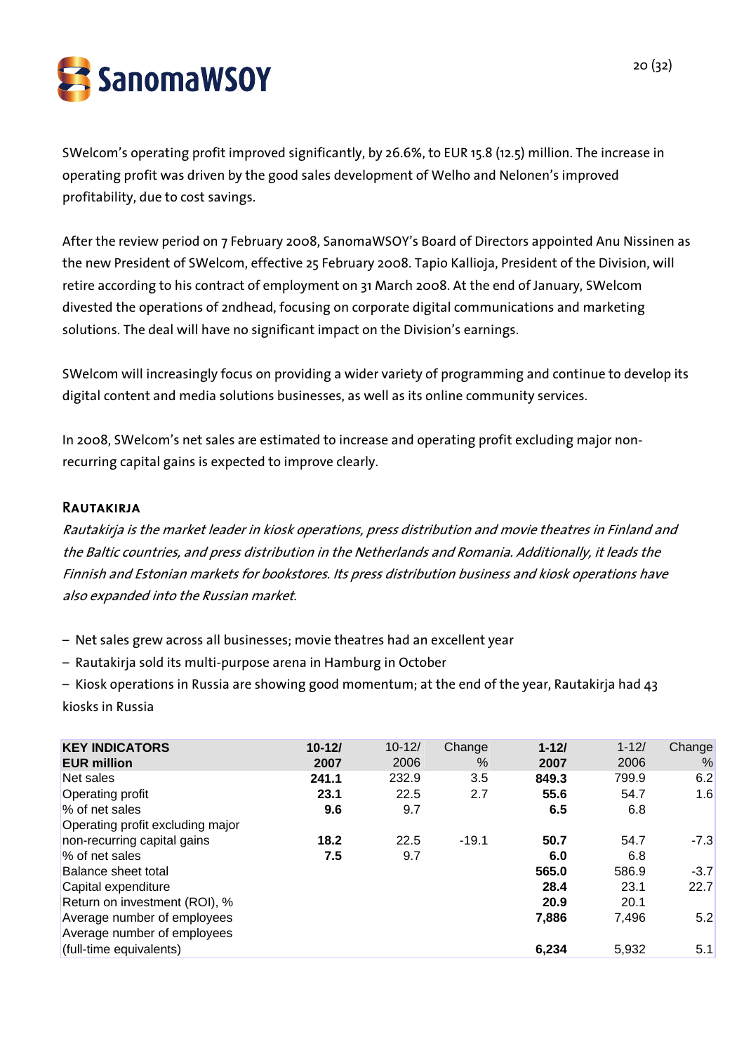SWelcom's operating profit improved significantly, by 26.6%, to EUR 15.8 (12.5) million. The increase in operating profit was driven by the good sales development of Welho and Nelonen's improved profitability, due to cost savings.

After the review period on 7 February 2008, SanomaWSOY's Board of Directors appointed Anu Nissinen as the new President of SWelcom, effective 25 February 2008. Tapio Kallioja, President of the Division, will retire according to his contract of employment on 31 March 2008. At the end of January, SWelcom divested the operations of 2ndhead, focusing on corporate digital communications and marketing solutions. The deal will have no significant impact on the Division's earnings.

SWelcom will increasingly focus on providing a wider variety of programming and continue to develop its digital content and media solutions businesses, as well as its online community services.

In 2008, SWelcom's net sales are estimated to increase and operating profit excluding major non-recurring capital gains is expected to improve clearly.

## Rautakirja

*Rautakirja is the market leader in kiosk operations, press distribution and movie theatres in Finland and the Baltic countries, and press distribution in the Netherlands and Romania. Additionally, it leads the Finnish and Estonian markets for bookstores. Its press distribution business and kiosk operations have also expanded into the Russian market.*

- Net sales grew across all businesses; movie theatres had an excellent year
- Rautakirja sold its multi-purpose arena in Hamburg in October
- Kiosk operations in Russia are showing good momentum; at the end of the year, Rautakirja had 43 kiosks in Russia

| **KEY INDICATORS EUR million** | **10-12/ 2007** | 10-12/ 2006 | Change % | **1-12/ 2007** | 1-12/ 2006 | Change % |
|---|---|---|---|---|---|---|
| Net sales | **241.1** | 232.9 | 3.5 | **849.3** | 799.9 | 6.2 |
| Operating profit | **23.1** | 22.5 | 2.7 | **55.6** | 54.7 | 1.6 |
| % of net sales | **9.6** | 9.7 | | **6.5** | 6.8 | |
| Operating profit excluding major non-recurring capital gains | **18.2** | 22.5 | -19.1 | **50.7** | 54.7 | -7.3 |
| % of net sales | **7.5** | 9.7 | | **6.0** | 6.8 | |
| Balance sheet total | | | | **565.0** | 586.9 | -3.7 |
| Capital expenditure | | | | **28.4** | 23.1 | 22.7 |
| Return on investment (ROI), % | | | | **20.9** | 20.1 | |
| Average number of employees | | | | **7,886** | 7,496 | 5.2 |
| Average number of employees (full-time equivalents) | | | | **6,234** | 5,932 | 5.1 |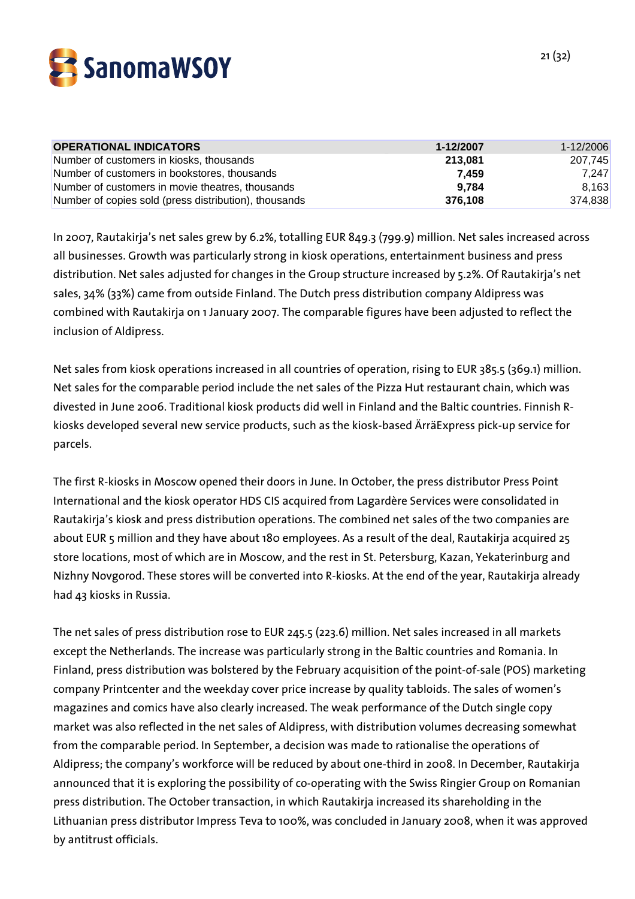| OPERATIONAL INDICATORS | 1-12/2007 | 1-12/2006 |
|---|---|---|
| Number of customers in kiosks, thousands | 213,081 | 207,745 |
| Number of customers in bookstores, thousands | 7,459 | 7,247 |
| Number of customers in movie theatres, thousands | 9,784 | 8,163 |
| Number of copies sold (press distribution), thousands | 376,108 | 374,838 |

In 2007, Rautakirja's net sales grew by 6.2%, totalling EUR 849.3 (799.9) million. Net sales increased across all businesses. Growth was particularly strong in kiosk operations, entertainment business and press distribution. Net sales adjusted for changes in the Group structure increased by 5.2%. Of Rautakirja's net sales, 34% (33%) came from outside Finland. The Dutch press distribution company Aldipress was combined with Rautakirja on 1 January 2007. The comparable figures have been adjusted to reflect the inclusion of Aldipress.

Net sales from kiosk operations increased in all countries of operation, rising to EUR 385.5 (369.1) million. Net sales for the comparable period include the net sales of the Pizza Hut restaurant chain, which was divested in June 2006. Traditional kiosk products did well in Finland and the Baltic countries. Finnish R-kiosks developed several new service products, such as the kiosk-based ÄrräExpress pick-up service for parcels.

The first R-kiosks in Moscow opened their doors in June. In October, the press distributor Press Point International and the kiosk operator HDS CIS acquired from Lagardère Services were consolidated in Rautakirja's kiosk and press distribution operations. The combined net sales of the two companies are about EUR 5 million and they have about 180 employees. As a result of the deal, Rautakirja acquired 25 store locations, most of which are in Moscow, and the rest in St. Petersburg, Kazan, Yekaterinburg and Nizhny Novgorod. These stores will be converted into R-kiosks. At the end of the year, Rautakirja already had 43 kiosks in Russia.

The net sales of press distribution rose to EUR 245.5 (223.6) million. Net sales increased in all markets except the Netherlands. The increase was particularly strong in the Baltic countries and Romania. In Finland, press distribution was bolstered by the February acquisition of the point-of-sale (POS) marketing company Printcenter and the weekday cover price increase by quality tabloids. The sales of women's magazines and comics have also clearly increased. The weak performance of the Dutch single copy market was also reflected in the net sales of Aldipress, with distribution volumes decreasing somewhat from the comparable period. In September, a decision was made to rationalise the operations of Aldipress; the company's workforce will be reduced by about one-third in 2008. In December, Rautakirja announced that it is exploring the possibility of co-operating with the Swiss Ringier Group on Romanian press distribution. The October transaction, in which Rautakirja increased its shareholding in the Lithuanian press distributor Impress Teva to 100%, was concluded in January 2008, when it was approved by antitrust officials.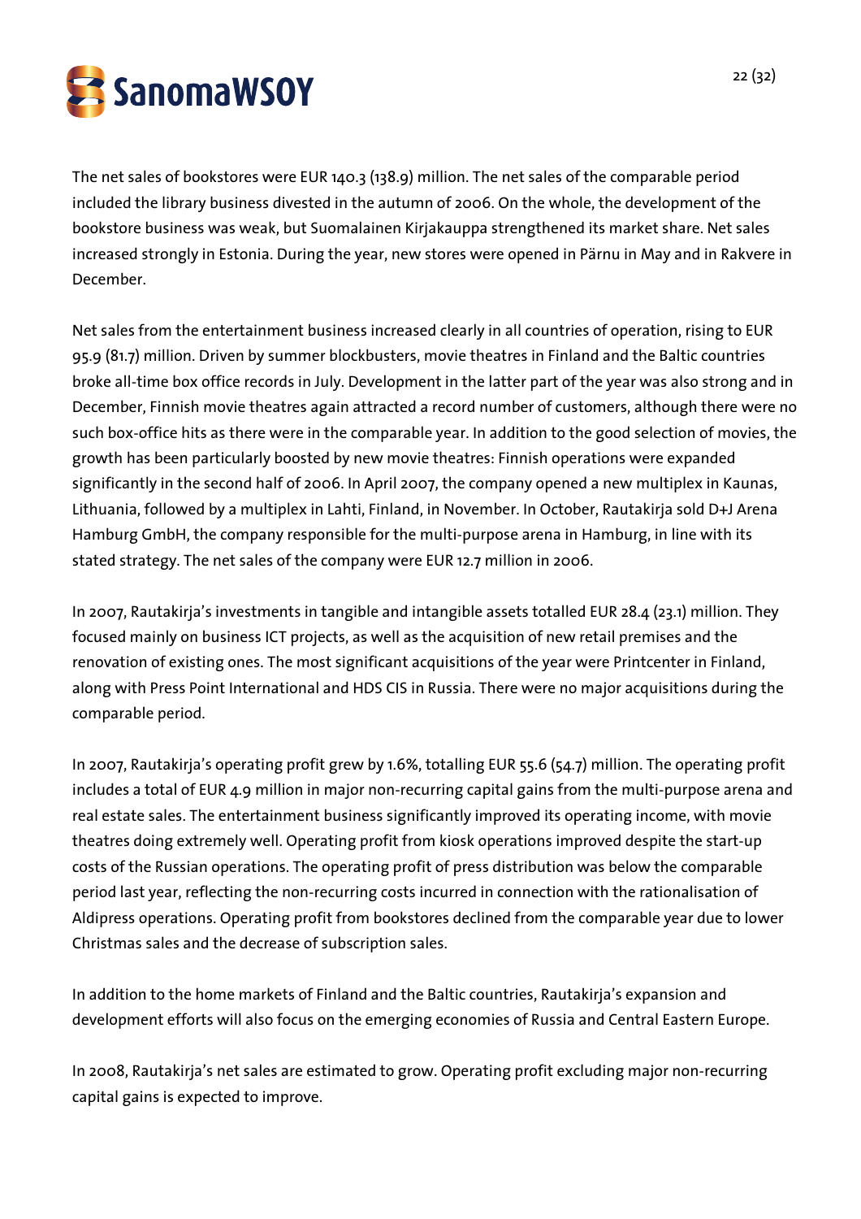The net sales of bookstores were EUR 140.3 (138.9) million. The net sales of the comparable period included the library business divested in the autumn of 2006. On the whole, the development of the bookstore business was weak, but Suomalainen Kirjakauppa strengthened its market share. Net sales increased strongly in Estonia. During the year, new stores were opened in Pärnu in May and in Rakvere in December.

Net sales from the entertainment business increased clearly in all countries of operation, rising to EUR 95.9 (81.7) million. Driven by summer blockbusters, movie theatres in Finland and the Baltic countries broke all-time box office records in July. Development in the latter part of the year was also strong and in December, Finnish movie theatres again attracted a record number of customers, although there were no such box-office hits as there were in the comparable year. In addition to the good selection of movies, the growth has been particularly boosted by new movie theatres: Finnish operations were expanded significantly in the second half of 2006. In April 2007, the company opened a new multiplex in Kaunas, Lithuania, followed by a multiplex in Lahti, Finland, in November. In October, Rautakirja sold D+J Arena Hamburg GmbH, the company responsible for the multi-purpose arena in Hamburg, in line with its stated strategy. The net sales of the company were EUR 12.7 million in 2006.

In 2007, Rautakirja's investments in tangible and intangible assets totalled EUR 28.4 (23.1) million. They focused mainly on business ICT projects, as well as the acquisition of new retail premises and the renovation of existing ones. The most significant acquisitions of the year were Printcenter in Finland, along with Press Point International and HDS CIS in Russia. There were no major acquisitions during the comparable period.

In 2007, Rautakirja's operating profit grew by 1.6%, totalling EUR 55.6 (54.7) million. The operating profit includes a total of EUR 4.9 million in major non-recurring capital gains from the multi-purpose arena and real estate sales. The entertainment business significantly improved its operating income, with movie theatres doing extremely well. Operating profit from kiosk operations improved despite the start-up costs of the Russian operations. The operating profit of press distribution was below the comparable period last year, reflecting the non-recurring costs incurred in connection with the rationalisation of Aldipress operations. Operating profit from bookstores declined from the comparable year due to lower Christmas sales and the decrease of subscription sales.

In addition to the home markets of Finland and the Baltic countries, Rautakirja's expansion and development efforts will also focus on the emerging economies of Russia and Central Eastern Europe.

In 2008, Rautakirja's net sales are estimated to grow. Operating profit excluding major non-recurring capital gains is expected to improve.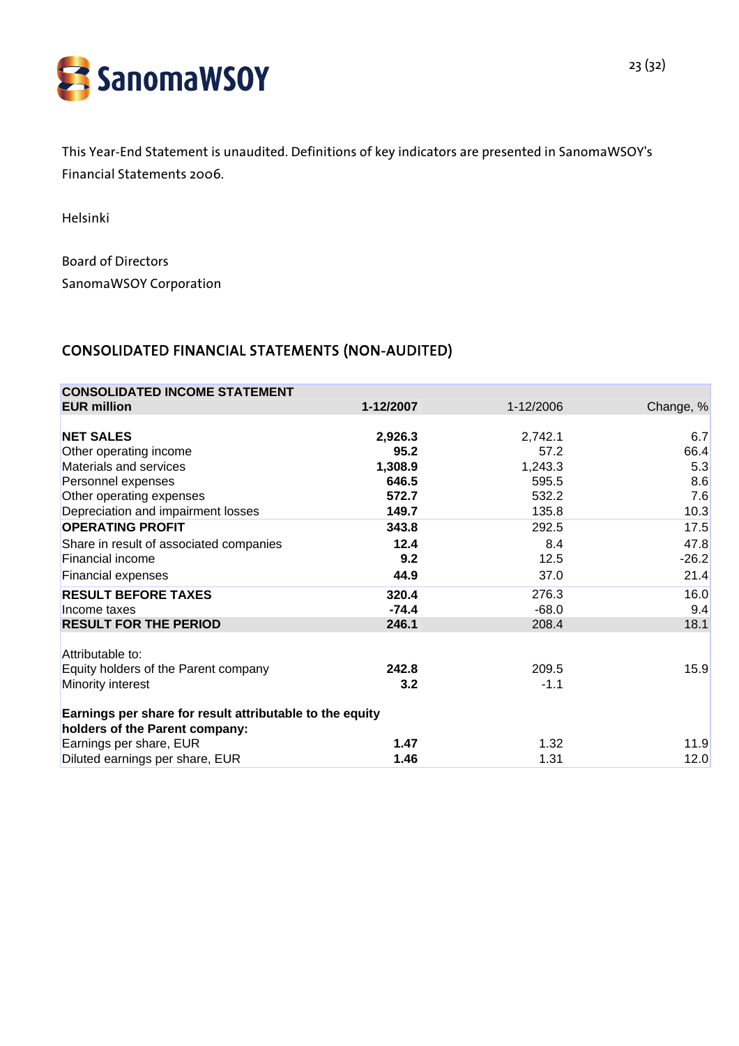This Year-End Statement is unaudited. Definitions of key indicators are presented in SanomaWSOY's Financial Statements 2006.

Helsinki

Board of Directors
SanomaWSOY Corporation

## CONSOLIDATED FINANCIAL STATEMENTS (NON-AUDITED)

| CONSOLIDATED INCOME STATEMENT<br>EUR million | 1-12/2007 | 1-12/2006 | Change, % |
|---|---|---|---|
| **NET SALES** | **2,926.3** | 2,742.1 | 6.7 |
| Other operating income | **95.2** | 57.2 | 66.4 |
| Materials and services | **1,308.9** | 1,243.3 | 5.3 |
| Personnel expenses | **646.5** | 595.5 | 8.6 |
| Other operating expenses | **572.7** | 532.2 | 7.6 |
| Depreciation and impairment losses | **149.7** | 135.8 | 10.3 |
| **OPERATING PROFIT** | **343.8** | 292.5 | 17.5 |
| Share in result of associated companies | **12.4** | 8.4 | 47.8 |
| Financial income | **9.2** | 12.5 | -26.2 |
| Financial expenses | **44.9** | 37.0 | 21.4 |
| **RESULT BEFORE TAXES** | **320.4** | 276.3 | 16.0 |
| Income taxes | **-74.4** | -68.0 | 9.4 |
| **RESULT FOR THE PERIOD** | **246.1** | 208.4 | 18.1 |
| | | | |
| Attributable to: | | | |
| Equity holders of the Parent company | **242.8** | 209.5 | 15.9 |
| Minority interest | **3.2** | -1.1 | |
| | | | |
| **Earnings per share for result attributable to the equity holders of the Parent company:** | | | |
| Earnings per share, EUR | **1.47** | 1.32 | 11.9 |
| Diluted earnings per share, EUR | **1.46** | 1.31 | 12.0 |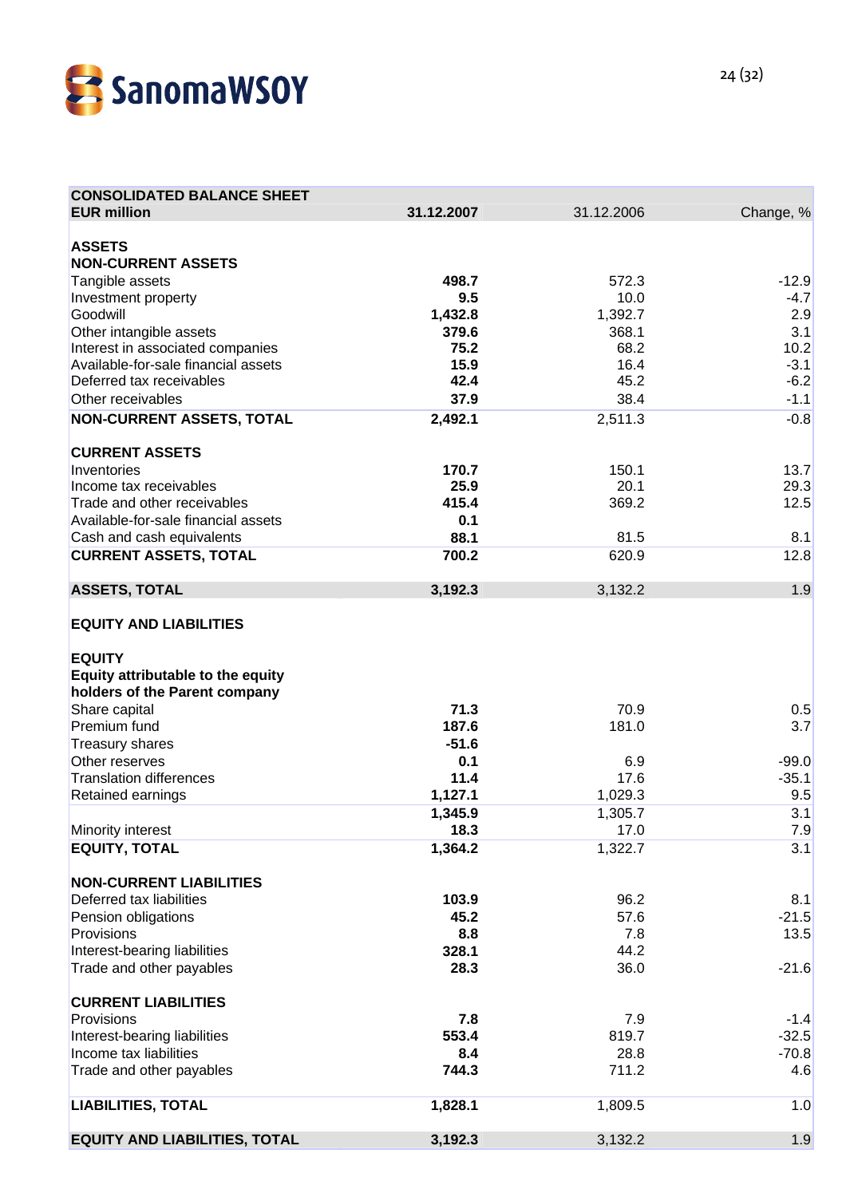| CONSOLIDATED BALANCE SHEET | | | |
|---|---|---|---|
| **EUR million** | **31.12.2007** | 31.12.2006 | Change, % |
| | | | |
| **ASSETS** | | | |
| **NON-CURRENT ASSETS** | | | |
| Tangible assets | **498.7** | 572.3 | -12.9 |
| Investment property | **9.5** | 10.0 | -4.7 |
| Goodwill | **1,432.8** | 1,392.7 | 2.9 |
| Other intangible assets | **379.6** | 368.1 | 3.1 |
| Interest in associated companies | **75.2** | 68.2 | 10.2 |
| Available-for-sale financial assets | **15.9** | 16.4 | -3.1 |
| Deferred tax receivables | **42.4** | 45.2 | -6.2 |
| Other receivables | **37.9** | 38.4 | -1.1 |
| **NON-CURRENT ASSETS, TOTAL** | **2,492.1** | 2,511.3 | -0.8 |
| | | | |
| **CURRENT ASSETS** | | | |
| Inventories | **170.7** | 150.1 | 13.7 |
| Income tax receivables | **25.9** | 20.1 | 29.3 |
| Trade and other receivables | **415.4** | 369.2 | 12.5 |
| Available-for-sale financial assets | **0.1** | | |
| Cash and cash equivalents | **88.1** | 81.5 | 8.1 |
| **CURRENT ASSETS, TOTAL** | **700.2** | 620.9 | 12.8 |
| | | | |
| **ASSETS, TOTAL** | **3,192.3** | 3,132.2 | 1.9 |
| | | | |
| **EQUITY AND LIABILITIES** | | | |
| | | | |
| **EQUITY** | | | |
| **Equity attributable to the equity holders of the Parent company** | | | |
| Share capital | **71.3** | 70.9 | 0.5 |
| Premium fund | **187.6** | 181.0 | 3.7 |
| Treasury shares | **-51.6** | | |
| Other reserves | **0.1** | 6.9 | -99.0 |
| Translation differences | **11.4** | 17.6 | -35.1 |
| Retained earnings | **1,127.1** | 1,029.3 | 9.5 |
| | **1,345.9** | 1,305.7 | 3.1 |
| Minority interest | **18.3** | 17.0 | 7.9 |
| **EQUITY, TOTAL** | **1,364.2** | 1,322.7 | 3.1 |
| | | | |
| **NON-CURRENT LIABILITIES** | | | |
| Deferred tax liabilities | **103.9** | 96.2 | 8.1 |
| Pension obligations | **45.2** | 57.6 | -21.5 |
| Provisions | **8.8** | 7.8 | 13.5 |
| Interest-bearing liabilities | **328.1** | 44.2 | |
| Trade and other payables | **28.3** | 36.0 | -21.6 |
| | | | |
| **CURRENT LIABILITIES** | | | |
| Provisions | **7.8** | 7.9 | -1.4 |
| Interest-bearing liabilities | **553.4** | 819.7 | -32.5 |
| Income tax liabilities | **8.4** | 28.8 | -70.8 |
| Trade and other payables | **744.3** | 711.2 | 4.6 |
| | | | |
| **LIABILITIES, TOTAL** | **1,828.1** | 1,809.5 | 1.0 |
| | | | |
| **EQUITY AND LIABILITIES, TOTAL** | **3,192.3** | 3,132.2 | 1.9 |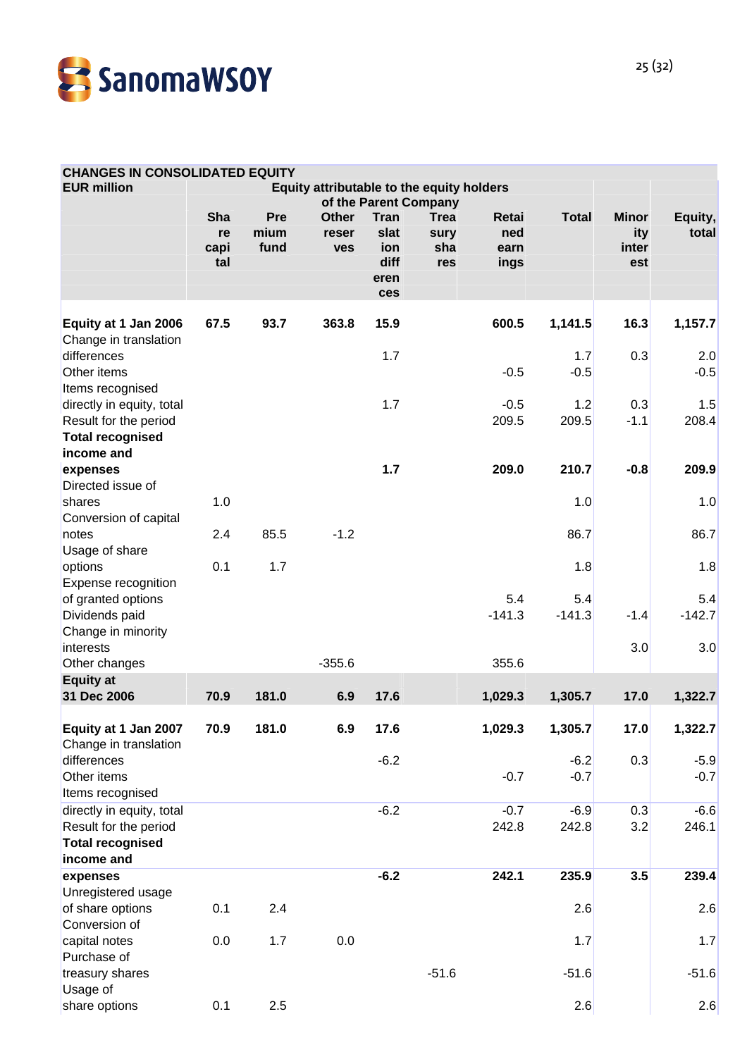## CHANGES IN CONSOLIDATED EQUITY

| EUR million | Equity attributable to the equity holders of the Parent Company | | | | | | | | |
|---|---|---|---|---|---|---|---|---|---|
| | Share capital | Premium fund | Other reserves | Translation differences | Treasury shares | Retained earnings | Total | Minority interest | Equity, total |
| **Equity at 1 Jan 2006** | **67.5** | **93.7** | **363.8** | **15.9** | | **600.5** | **1,141.5** | **16.3** | **1,157.7** |
| Change in translation differences | | | | 1.7 | | | 1.7 | 0.3 | 2.0 |
| Other items | | | | | | -0.5 | -0.5 | | -0.5 |
| Items recognised directly in equity, total | | | | 1.7 | | -0.5 | 1.2 | 0.3 | 1.5 |
| Result for the period | | | | | | 209.5 | 209.5 | -1.1 | 208.4 |
| **Total recognised income and expenses** | | | | **1.7** | | **209.0** | **210.7** | **-0.8** | **209.9** |
| Directed issue of shares | 1.0 | | | | | | 1.0 | | 1.0 |
| Conversion of capital notes | 2.4 | 85.5 | -1.2 | | | | 86.7 | | 86.7 |
| Usage of share options | 0.1 | 1.7 | | | | | 1.8 | | 1.8 |
| Expense recognition of granted options | | | | | | 5.4 | 5.4 | | 5.4 |
| Dividends paid | | | | | | -141.3 | -141.3 | -1.4 | -142.7 |
| Change in minority interests | | | | | | | | 3.0 | 3.0 |
| Other changes | | | -355.6 | | | 355.6 | | | |
| **Equity at 31 Dec 2006** | **70.9** | **181.0** | **6.9** | **17.6** | | **1,029.3** | **1,305.7** | **17.0** | **1,322.7** |
| | | | | | | | | | |
| **Equity at 1 Jan 2007** | **70.9** | **181.0** | **6.9** | **17.6** | | **1,029.3** | **1,305.7** | **17.0** | **1,322.7** |
| Change in translation differences | | | | -6.2 | | | -6.2 | 0.3 | -5.9 |
| Other items | | | | | | -0.7 | -0.7 | | -0.7 |
| Items recognised directly in equity, total | | | | -6.2 | | -0.7 | -6.9 | 0.3 | -6.6 |
| Result for the period | | | | | | 242.8 | 242.8 | 3.2 | 246.1 |
| **Total recognised income and expenses** | | | | **-6.2** | | **242.1** | **235.9** | **3.5** | **239.4** |
| Unregistered usage of share options | 0.1 | 2.4 | | | | | 2.6 | | 2.6 |
| Conversion of capital notes | 0.0 | 1.7 | 0.0 | | | | 1.7 | | 1.7 |
| Purchase of treasury shares | | | | | -51.6 | | -51.6 | | -51.6 |
| Usage of share options | 0.1 | 2.5 | | | | | 2.6 | | 2.6 |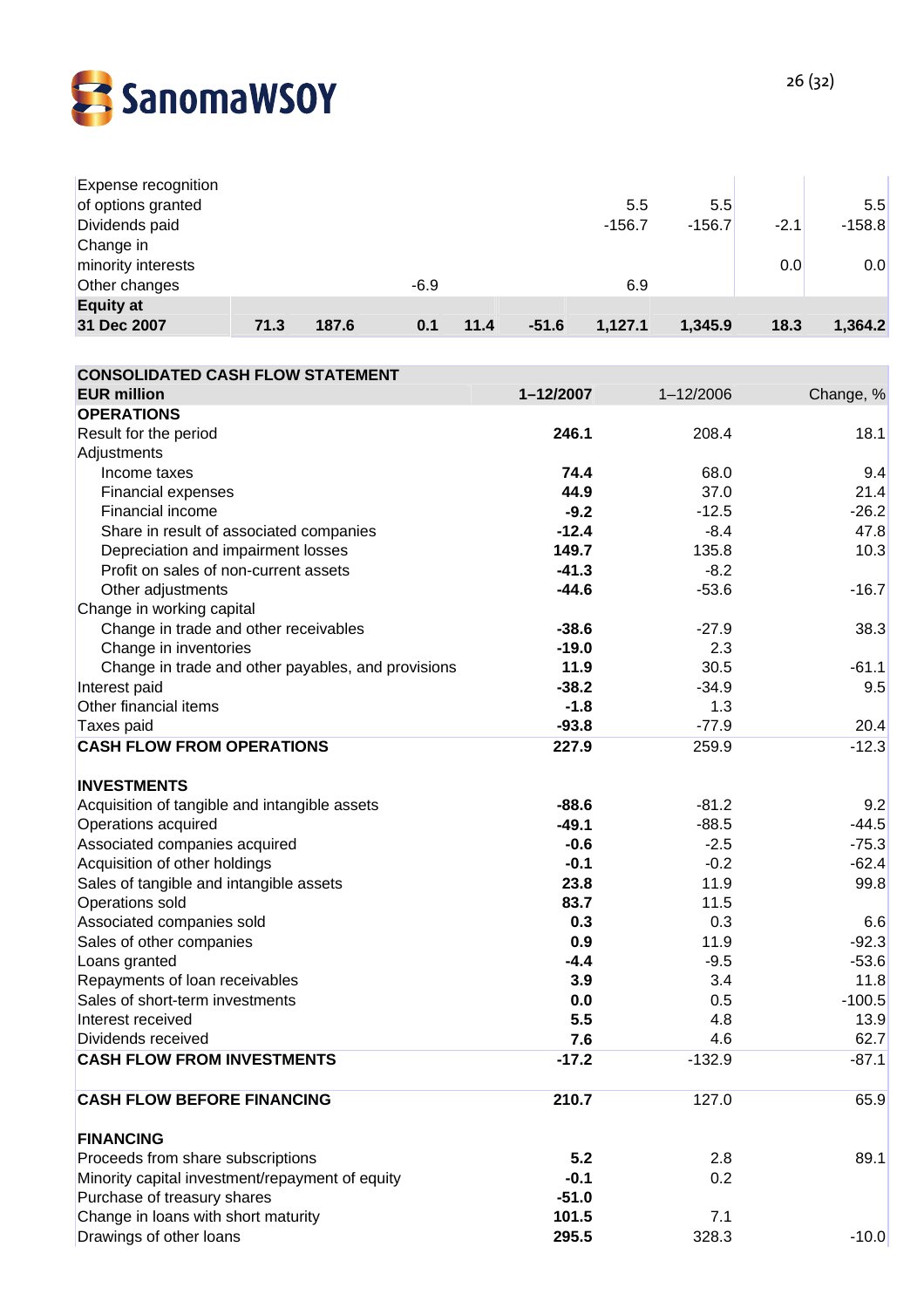| | | | | | | | | | |
|---|---|---|---|---|---|---|---|---|---|
| Expense recognition of options granted | | | | | | 5.5 | 5.5 | | 5.5 |
| Dividends paid | | | | | | -156.7 | -156.7 | -2.1 | -158.8 |
| Change in minority interests | | | | | | | | 0.0 | 0.0 |
| Other changes | | | -6.9 | | | 6.9 | | | |
| **Equity at 31 Dec 2007** | **71.3** | **187.6** | **0.1** | **11.4** | **-51.6** | **1,127.1** | **1,345.9** | **18.3** | **1,364.2** |

| **CONSOLIDATED CASH FLOW STATEMENT** | | | |
|---|---|---|---|
| **EUR million** | **1–12/2007** | 1–12/2006 | Change, % |
| **OPERATIONS** | | | |
| Result for the period | **246.1** | 208.4 | 18.1 |
| Adjustments | | | |
| Income taxes | **74.4** | 68.0 | 9.4 |
| Financial expenses | **44.9** | 37.0 | 21.4 |
| Financial income | **-9.2** | -12.5 | -26.2 |
| Share in result of associated companies | **-12.4** | -8.4 | 47.8 |
| Depreciation and impairment losses | **149.7** | 135.8 | 10.3 |
| Profit on sales of non-current assets | **-41.3** | -8.2 | |
| Other adjustments | **-44.6** | -53.6 | -16.7 |
| Change in working capital | | | |
| Change in trade and other receivables | **-38.6** | -27.9 | 38.3 |
| Change in inventories | **-19.0** | 2.3 | |
| Change in trade and other payables, and provisions | **11.9** | 30.5 | -61.1 |
| Interest paid | **-38.2** | -34.9 | 9.5 |
| Other financial items | **-1.8** | 1.3 | |
| Taxes paid | **-93.8** | -77.9 | 20.4 |
| **CASH FLOW FROM OPERATIONS** | **227.9** | 259.9 | -12.3 |
| | | | |
| **INVESTMENTS** | | | |
| Acquisition of tangible and intangible assets | **-88.6** | -81.2 | 9.2 |
| Operations acquired | **-49.1** | -88.5 | -44.5 |
| Associated companies acquired | **-0.6** | -2.5 | -75.3 |
| Acquisition of other holdings | **-0.1** | -0.2 | -62.4 |
| Sales of tangible and intangible assets | **23.8** | 11.9 | 99.8 |
| Operations sold | **83.7** | 11.5 | |
| Associated companies sold | **0.3** | 0.3 | 6.6 |
| Sales of other companies | **0.9** | 11.9 | -92.3 |
| Loans granted | **-4.4** | -9.5 | -53.6 |
| Repayments of loan receivables | **3.9** | 3.4 | 11.8 |
| Sales of short-term investments | **0.0** | 0.5 | -100.5 |
| Interest received | **5.5** | 4.8 | 13.9 |
| Dividends received | **7.6** | 4.6 | 62.7 |
| **CASH FLOW FROM INVESTMENTS** | **-17.2** | -132.9 | -87.1 |
| | | | |
| **CASH FLOW BEFORE FINANCING** | **210.7** | 127.0 | 65.9 |
| | | | |
| **FINANCING** | | | |
| Proceeds from share subscriptions | **5.2** | 2.8 | 89.1 |
| Minority capital investment/repayment of equity | **-0.1** | 0.2 | |
| Purchase of treasury shares | **-51.0** | | |
| Change in loans with short maturity | **101.5** | 7.1 | |
| Drawings of other loans | **295.5** | 328.3 | -10.0 |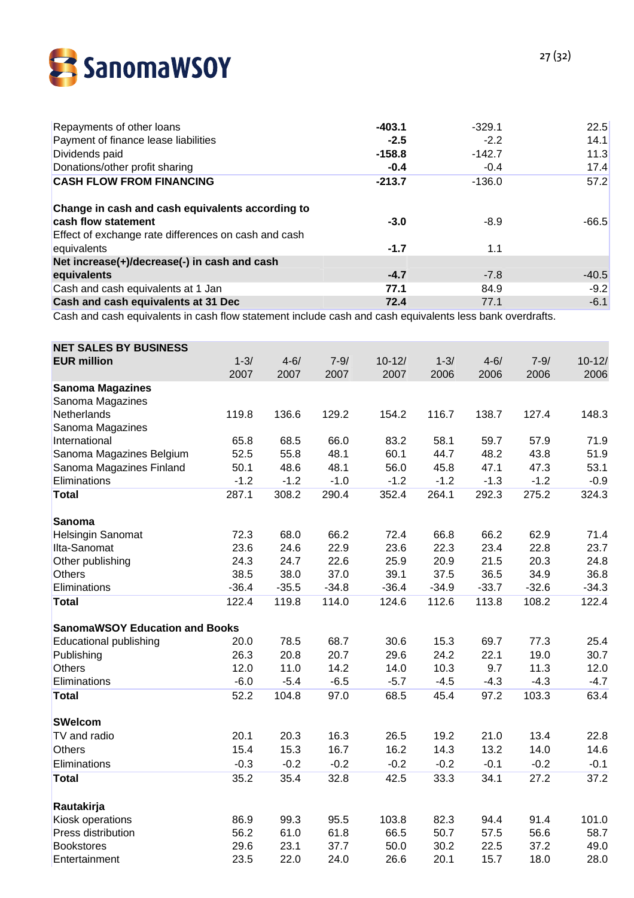| | | | |
|---|---|---|---|
| Repayments of other loans | **-403.1** | -329.1 | 22.5 |
| Payment of finance lease liabilities | **-2.5** | -2.2 | 14.1 |
| Dividends paid | **-158.8** | -142.7 | 11.3 |
| Donations/other profit sharing | **-0.4** | -0.4 | 17.4 |
| **CASH FLOW FROM FINANCING** | **-213.7** | -136.0 | 57.2 |
| | | | |
| **Change in cash and cash equivalents according to cash flow statement** | **-3.0** | -8.9 | -66.5 |
| Effect of exchange rate differences on cash and cash equivalents | **-1.7** | 1.1 | |
| **Net increase(+)/decrease(-) in cash and cash equivalents** | **-4.7** | -7.8 | -40.5 |
| Cash and cash equivalents at 1 Jan | **77.1** | 84.9 | -9.2 |
| **Cash and cash equivalents at 31 Dec** | **72.4** | 77.1 | -6.1 |

Cash and cash equivalents in cash flow statement include cash and cash equivalents less bank overdrafts.

| **NET SALES BY BUSINESS**<br>**EUR million** | 1-3/ 2007 | 4-6/ 2007 | 7-9/ 2007 | 10-12/ 2007 | 1-3/ 2006 | 4-6/ 2006 | 7-9/ 2006 | 10-12/ 2006 |
|---|---|---|---|---|---|---|---|---|
| **Sanoma Magazines** | | | | | | | | |
| Sanoma Magazines Netherlands | 119.8 | 136.6 | 129.2 | 154.2 | 116.7 | 138.7 | 127.4 | 148.3 |
| Sanoma Magazines International | 65.8 | 68.5 | 66.0 | 83.2 | 58.1 | 59.7 | 57.9 | 71.9 |
| Sanoma Magazines Belgium | 52.5 | 55.8 | 48.1 | 60.1 | 44.7 | 48.2 | 43.8 | 51.9 |
| Sanoma Magazines Finland | 50.1 | 48.6 | 48.1 | 56.0 | 45.8 | 47.1 | 47.3 | 53.1 |
| Eliminations | -1.2 | -1.2 | -1.0 | -1.2 | -1.2 | -1.3 | -1.2 | -0.9 |
| **Total** | 287.1 | 308.2 | 290.4 | 352.4 | 264.1 | 292.3 | 275.2 | 324.3 |
| | | | | | | | | |
| **Sanoma** | | | | | | | | |
| Helsingin Sanomat | 72.3 | 68.0 | 66.2 | 72.4 | 66.8 | 66.2 | 62.9 | 71.4 |
| Ilta-Sanomat | 23.6 | 24.6 | 22.9 | 23.6 | 22.3 | 23.4 | 22.8 | 23.7 |
| Other publishing | 24.3 | 24.7 | 22.6 | 25.9 | 20.9 | 21.5 | 20.3 | 24.8 |
| Others | 38.5 | 38.0 | 37.0 | 39.1 | 37.5 | 36.5 | 34.9 | 36.8 |
| Eliminations | -36.4 | -35.5 | -34.8 | -36.4 | -34.9 | -33.7 | -32.6 | -34.3 |
| **Total** | 122.4 | 119.8 | 114.0 | 124.6 | 112.6 | 113.8 | 108.2 | 122.4 |
| | | | | | | | | |
| **SanomaWSOY Education and Books** | | | | | | | | |
| Educational publishing | 20.0 | 78.5 | 68.7 | 30.6 | 15.3 | 69.7 | 77.3 | 25.4 |
| Publishing | 26.3 | 20.8 | 20.7 | 29.6 | 24.2 | 22.1 | 19.0 | 30.7 |
| Others | 12.0 | 11.0 | 14.2 | 14.0 | 10.3 | 9.7 | 11.3 | 12.0 |
| Eliminations | -6.0 | -5.4 | -6.5 | -5.7 | -4.5 | -4.3 | -4.3 | -4.7 |
| **Total** | 52.2 | 104.8 | 97.0 | 68.5 | 45.4 | 97.2 | 103.3 | 63.4 |
| | | | | | | | | |
| **SWelcom** | | | | | | | | |
| TV and radio | 20.1 | 20.3 | 16.3 | 26.5 | 19.2 | 21.0 | 13.4 | 22.8 |
| Others | 15.4 | 15.3 | 16.7 | 16.2 | 14.3 | 13.2 | 14.0 | 14.6 |
| Eliminations | -0.3 | -0.2 | -0.2 | -0.2 | -0.2 | -0.1 | -0.2 | -0.1 |
| **Total** | 35.2 | 35.4 | 32.8 | 42.5 | 33.3 | 34.1 | 27.2 | 37.2 |
| | | | | | | | | |
| **Rautakirja** | | | | | | | | |
| Kiosk operations | 86.9 | 99.3 | 95.5 | 103.8 | 82.3 | 94.4 | 91.4 | 101.0 |
| Press distribution | 56.2 | 61.0 | 61.8 | 66.5 | 50.7 | 57.5 | 56.6 | 58.7 |
| Bookstores | 29.6 | 23.1 | 37.7 | 50.0 | 30.2 | 22.5 | 37.2 | 49.0 |
| Entertainment | 23.5 | 22.0 | 24.0 | 26.6 | 20.1 | 15.7 | 18.0 | 28.0 |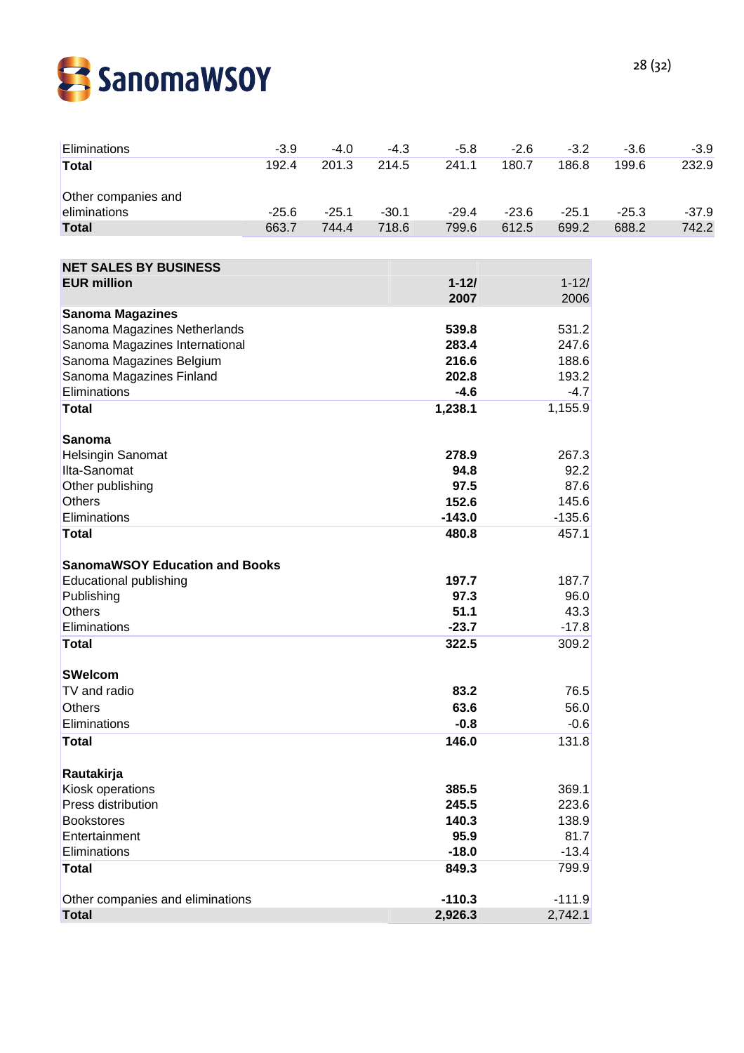| | | | | | | | | |
|---|---|---|---|---|---|---|---|---|
| Eliminations | -3.9 | -4.0 | -4.3 | -5.8 | -2.6 | -3.2 | -3.6 | -3.9 |
| **Total** | 192.4 | 201.3 | 214.5 | 241.1 | 180.7 | 186.8 | 199.6 | 232.9 |
| | | | | | | | | |
| Other companies and eliminations | -25.6 | -25.1 | -30.1 | -29.4 | -23.6 | -25.1 | -25.3 | -37.9 |
| **Total** | 663.7 | 744.4 | 718.6 | 799.6 | 612.5 | 699.2 | 688.2 | 742.2 |

| **NET SALES BY BUSINESS** | | |
|---|---|---|
| **EUR million** | **1-12/ 2007** | 1-12/ 2006 |
| **Sanoma Magazines** | | |
| Sanoma Magazines Netherlands | **539.8** | 531.2 |
| Sanoma Magazines International | **283.4** | 247.6 |
| Sanoma Magazines Belgium | **216.6** | 188.6 |
| Sanoma Magazines Finland | **202.8** | 193.2 |
| Eliminations | **-4.6** | -4.7 |
| **Total** | **1,238.1** | 1,155.9 |
| | | |
| **Sanoma** | | |
| Helsingin Sanomat | **278.9** | 267.3 |
| Ilta-Sanomat | **94.8** | 92.2 |
| Other publishing | **97.5** | 87.6 |
| Others | **152.6** | 145.6 |
| Eliminations | **-143.0** | -135.6 |
| **Total** | **480.8** | 457.1 |
| | | |
| **SanomaWSOY Education and Books** | | |
| Educational publishing | **197.7** | 187.7 |
| Publishing | **97.3** | 96.0 |
| Others | **51.1** | 43.3 |
| Eliminations | **-23.7** | -17.8 |
| **Total** | **322.5** | 309.2 |
| | | |
| **SWelcom** | | |
| TV and radio | **83.2** | 76.5 |
| Others | **63.6** | 56.0 |
| Eliminations | **-0.8** | -0.6 |
| **Total** | **146.0** | 131.8 |
| | | |
| **Rautakirja** | | |
| Kiosk operations | **385.5** | 369.1 |
| Press distribution | **245.5** | 223.6 |
| Bookstores | **140.3** | 138.9 |
| Entertainment | **95.9** | 81.7 |
| Eliminations | **-18.0** | -13.4 |
| **Total** | **849.3** | 799.9 |
| | | |
| Other companies and eliminations | **-110.3** | -111.9 |
| **Total** | **2,926.3** | 2,742.1 |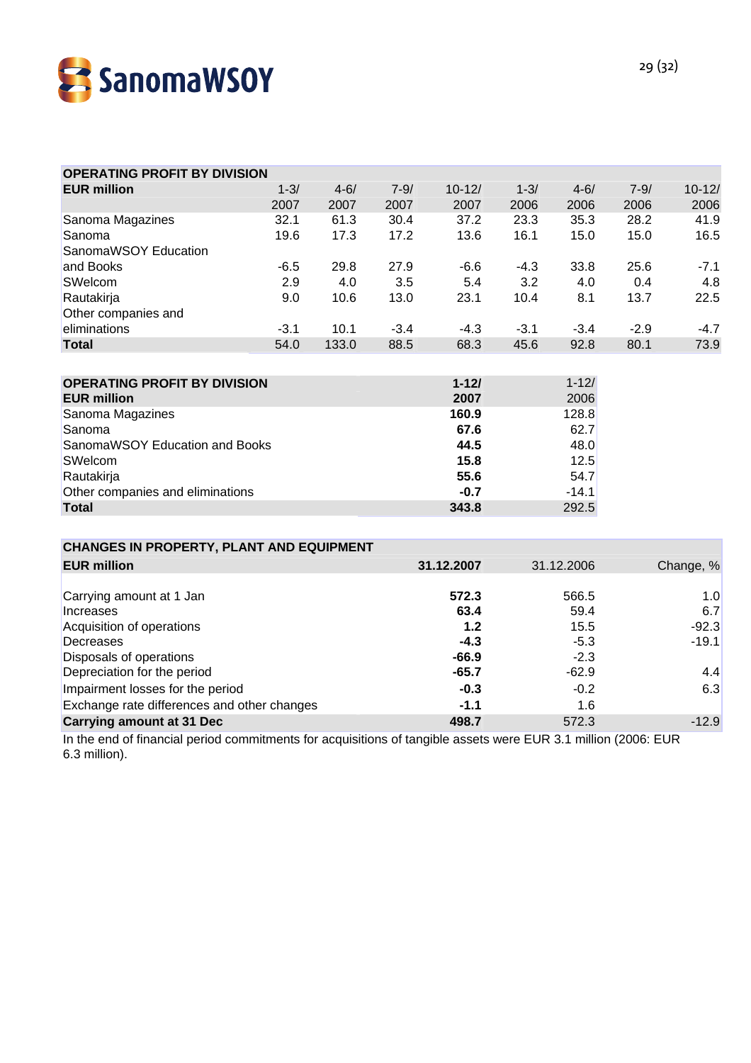| OPERATING PROFIT BY DIVISION | | | | | | | | |
|---|---|---|---|---|---|---|---|---|
| **EUR million** | 1-3/ 2007 | 4-6/ 2007 | 7-9/ 2007 | 10-12/ 2007 | 1-3/ 2006 | 4-6/ 2006 | 7-9/ 2006 | 10-12/ 2006 |
| Sanoma Magazines | 32.1 | 61.3 | 30.4 | 37.2 | 23.3 | 35.3 | 28.2 | 41.9 |
| Sanoma | 19.6 | 17.3 | 17.2 | 13.6 | 16.1 | 15.0 | 15.0 | 16.5 |
| SanomaWSOY Education and Books | -6.5 | 29.8 | 27.9 | -6.6 | -4.3 | 33.8 | 25.6 | -7.1 |
| SWelcom | 2.9 | 4.0 | 3.5 | 5.4 | 3.2 | 4.0 | 0.4 | 4.8 |
| Rautakirja | 9.0 | 10.6 | 13.0 | 23.1 | 10.4 | 8.1 | 13.7 | 22.5 |
| Other companies and eliminations | -3.1 | 10.1 | -3.4 | -4.3 | -3.1 | -3.4 | -2.9 | -4.7 |
| **Total** | 54.0 | 133.0 | 88.5 | 68.3 | 45.6 | 92.8 | 80.1 | 73.9 |

| OPERATING PROFIT BY DIVISION | **1-12/** | 1-12/ |
|---|---|---|
| **EUR million** | **2007** | 2006 |
| Sanoma Magazines | **160.9** | 128.8 |
| Sanoma | **67.6** | 62.7 |
| SanomaWSOY Education and Books | **44.5** | 48.0 |
| SWelcom | **15.8** | 12.5 |
| Rautakirja | **55.6** | 54.7 |
| Other companies and eliminations | **-0.7** | -14.1 |
| **Total** | **343.8** | 292.5 |

| CHANGES IN PROPERTY, PLANT AND EQUIPMENT | | | |
|---|---|---|---|
| **EUR million** | **31.12.2007** | 31.12.2006 | Change, % |
| Carrying amount at 1 Jan | **572.3** | 566.5 | 1.0 |
| Increases | **63.4** | 59.4 | 6.7 |
| Acquisition of operations | **1.2** | 15.5 | -92.3 |
| Decreases | **-4.3** | -5.3 | -19.1 |
| Disposals of operations | **-66.9** | -2.3 | |
| Depreciation for the period | **-65.7** | -62.9 | 4.4 |
| Impairment losses for the period | **-0.3** | -0.2 | 6.3 |
| Exchange rate differences and other changes | **-1.1** | 1.6 | |
| **Carrying amount at 31 Dec** | **498.7** | 572.3 | -12.9 |

In the end of financial period commitments for acquisitions of tangible assets were EUR 3.1 million (2006: EUR 6.3 million).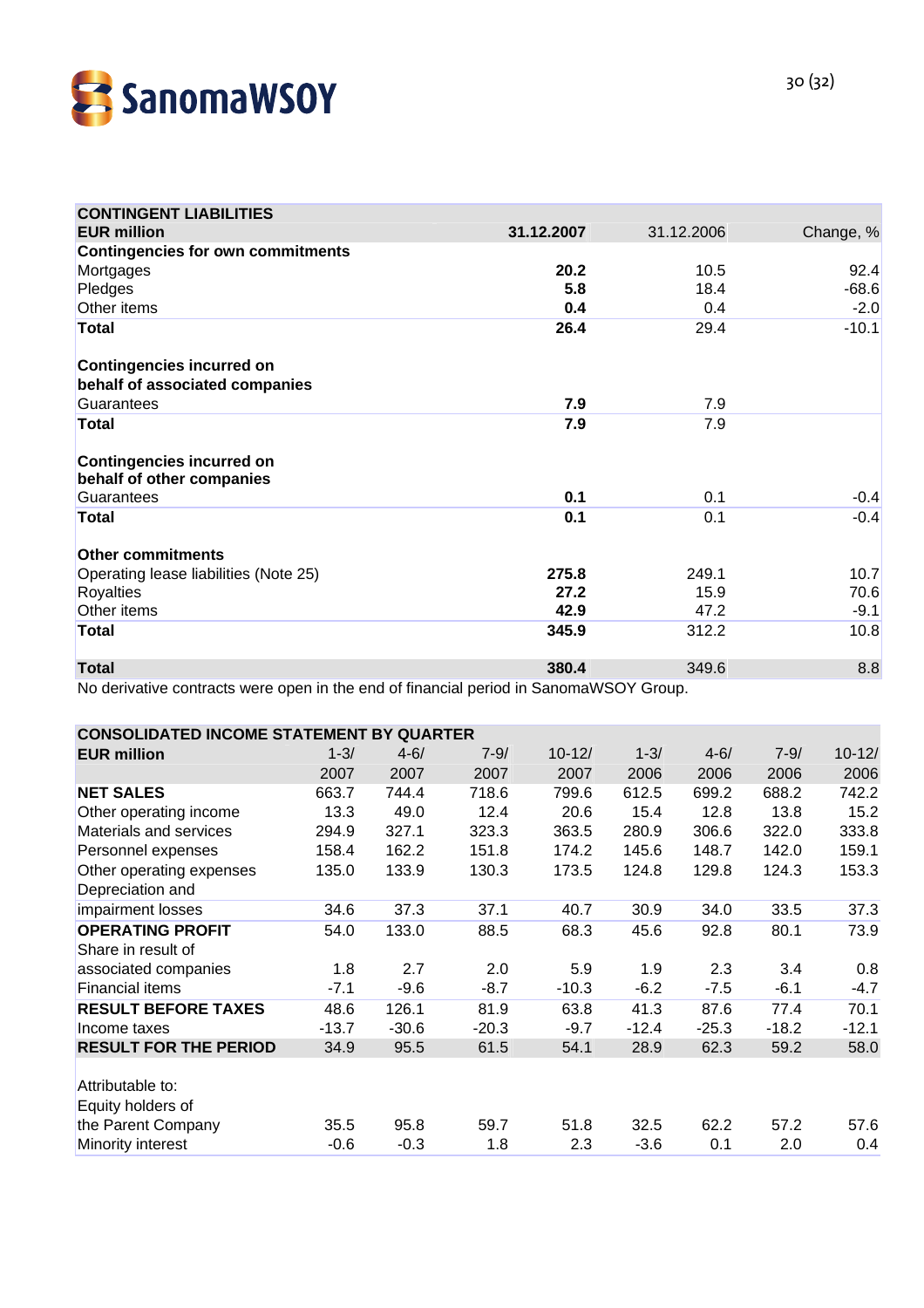## CONTINGENT LIABILITIES

| EUR million | 31.12.2007 | 31.12.2006 | Change, % |
|---|---|---|---|
| **Contingencies for own commitments** | | | |
| Mortgages | **20.2** | 10.5 | 92.4 |
| Pledges | **5.8** | 18.4 | -68.6 |
| Other items | **0.4** | 0.4 | -2.0 |
| **Total** | **26.4** | 29.4 | -10.1 |
| | | | |
| **Contingencies incurred on behalf of associated companies** | | | |
| Guarantees | **7.9** | 7.9 | |
| **Total** | **7.9** | 7.9 | |
| | | | |
| **Contingencies incurred on behalf of other companies** | | | |
| Guarantees | **0.1** | 0.1 | -0.4 |
| **Total** | **0.1** | 0.1 | -0.4 |
| | | | |
| **Other commitments** | | | |
| Operating lease liabilities (Note 25) | **275.8** | 249.1 | 10.7 |
| Royalties | **27.2** | 15.9 | 70.6 |
| Other items | **42.9** | 47.2 | -9.1 |
| **Total** | **345.9** | 312.2 | 10.8 |
| | | | |
| **Total** | **380.4** | 349.6 | 8.8 |

No derivative contracts were open in the end of financial period in SanomaWSOY Group.

## CONSOLIDATED INCOME STATEMENT BY QUARTER

| EUR million | 1-3/ 2007 | 4-6/ 2007 | 7-9/ 2007 | 10-12/ 2007 | 1-3/ 2006 | 4-6/ 2006 | 7-9/ 2006 | 10-12/ 2006 |
|---|---|---|---|---|---|---|---|---|
| **NET SALES** | 663.7 | 744.4 | 718.6 | 799.6 | 612.5 | 699.2 | 688.2 | 742.2 |
| Other operating income | 13.3 | 49.0 | 12.4 | 20.6 | 15.4 | 12.8 | 13.8 | 15.2 |
| Materials and services | 294.9 | 327.1 | 323.3 | 363.5 | 280.9 | 306.6 | 322.0 | 333.8 |
| Personnel expenses | 158.4 | 162.2 | 151.8 | 174.2 | 145.6 | 148.7 | 142.0 | 159.1 |
| Other operating expenses | 135.0 | 133.9 | 130.3 | 173.5 | 124.8 | 129.8 | 124.3 | 153.3 |
| Depreciation and impairment losses | 34.6 | 37.3 | 37.1 | 40.7 | 30.9 | 34.0 | 33.5 | 37.3 |
| **OPERATING PROFIT** | 54.0 | 133.0 | 88.5 | 68.3 | 45.6 | 92.8 | 80.1 | 73.9 |
| Share in result of associated companies | 1.8 | 2.7 | 2.0 | 5.9 | 1.9 | 2.3 | 3.4 | 0.8 |
| Financial items | -7.1 | -9.6 | -8.7 | -10.3 | -6.2 | -7.5 | -6.1 | -4.7 |
| **RESULT BEFORE TAXES** | 48.6 | 126.1 | 81.9 | 63.8 | 41.3 | 87.6 | 77.4 | 70.1 |
| Income taxes | -13.7 | -30.6 | -20.3 | -9.7 | -12.4 | -25.3 | -18.2 | -12.1 |
| **RESULT FOR THE PERIOD** | 34.9 | 95.5 | 61.5 | 54.1 | 28.9 | 62.3 | 59.2 | 58.0 |
| | | | | | | | | |
| Attributable to: | | | | | | | | |
| Equity holders of the Parent Company | 35.5 | 95.8 | 59.7 | 51.8 | 32.5 | 62.2 | 57.2 | 57.6 |
| Minority interest | -0.6 | -0.3 | 1.8 | 2.3 | -3.6 | 0.1 | 2.0 | 0.4 |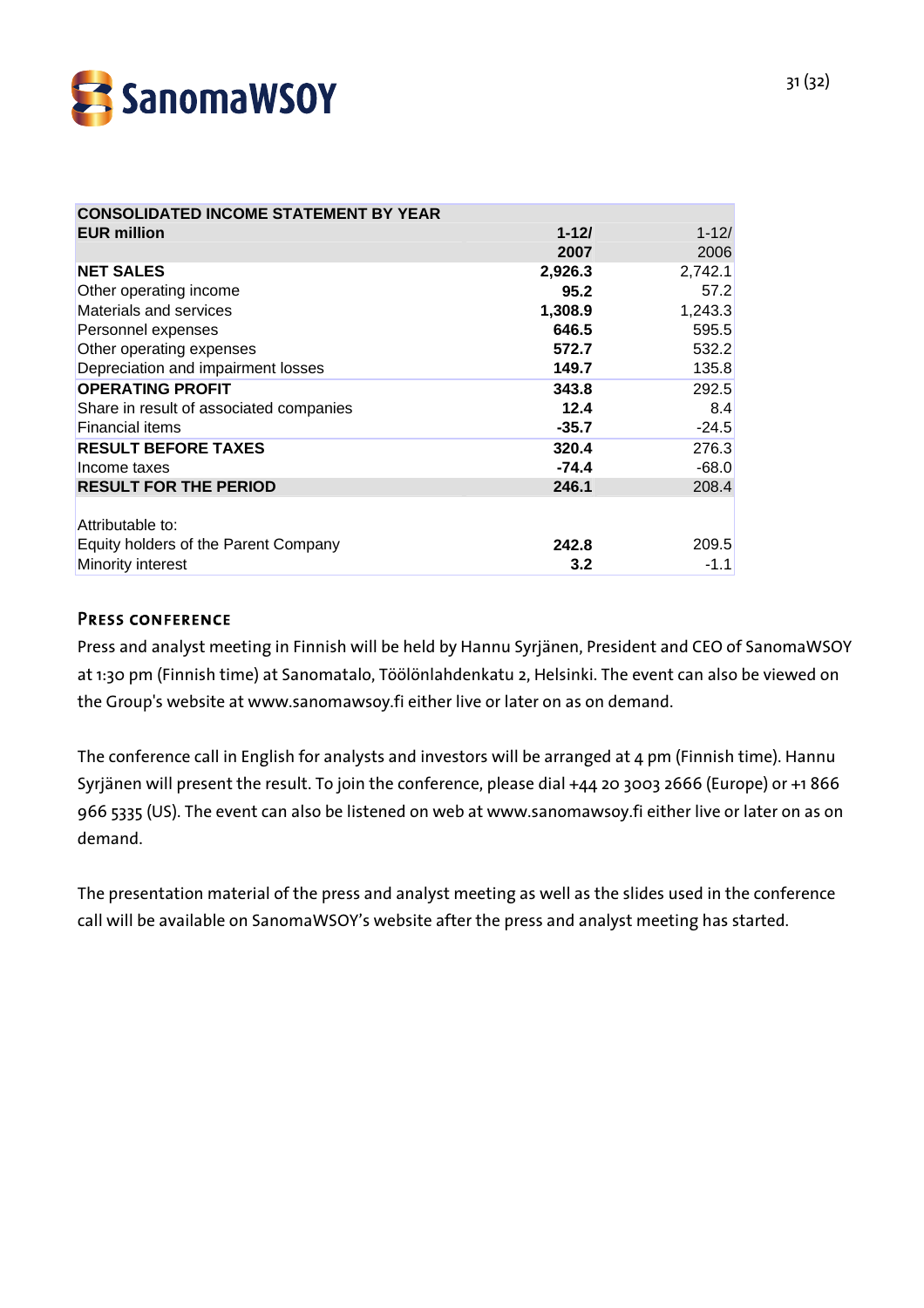| CONSOLIDATED INCOME STATEMENT BY YEAR | | |
|---|---|---|
| **EUR million** | **1-12/ 2007** | 1-12/ 2006 |
| **NET SALES** | **2,926.3** | 2,742.1 |
| Other operating income | **95.2** | 57.2 |
| Materials and services | **1,308.9** | 1,243.3 |
| Personnel expenses | **646.5** | 595.5 |
| Other operating expenses | **572.7** | 532.2 |
| Depreciation and impairment losses | **149.7** | 135.8 |
| **OPERATING PROFIT** | **343.8** | 292.5 |
| Share in result of associated companies | **12.4** | 8.4 |
| Financial items | **-35.7** | -24.5 |
| **RESULT BEFORE TAXES** | **320.4** | 276.3 |
| Income taxes | **-74.4** | -68.0 |
| **RESULT FOR THE PERIOD** | **246.1** | 208.4 |
| | | |
| Attributable to: | | |
| Equity holders of the Parent Company | **242.8** | 209.5 |
| Minority interest | **3.2** | -1.1 |

### Press conference

Press and analyst meeting in Finnish will be held by Hannu Syrjänen, President and CEO of SanomaWSOY at 1:30 pm (Finnish time) at Sanomatalo, Töölönlahdenkatu 2, Helsinki. The event can also be viewed on the Group's website at www.sanomawsoy.fi either live or later on as on demand.

The conference call in English for analysts and investors will be arranged at 4 pm (Finnish time). Hannu Syrjänen will present the result. To join the conference, please dial +44 20 3003 2666 (Europe) or +1 866 966 5335 (US). The event can also be listened on web at www.sanomawsoy.fi either live or later on as on demand.

The presentation material of the press and analyst meeting as well as the slides used in the conference call will be available on SanomaWSOY's website after the press and analyst meeting has started.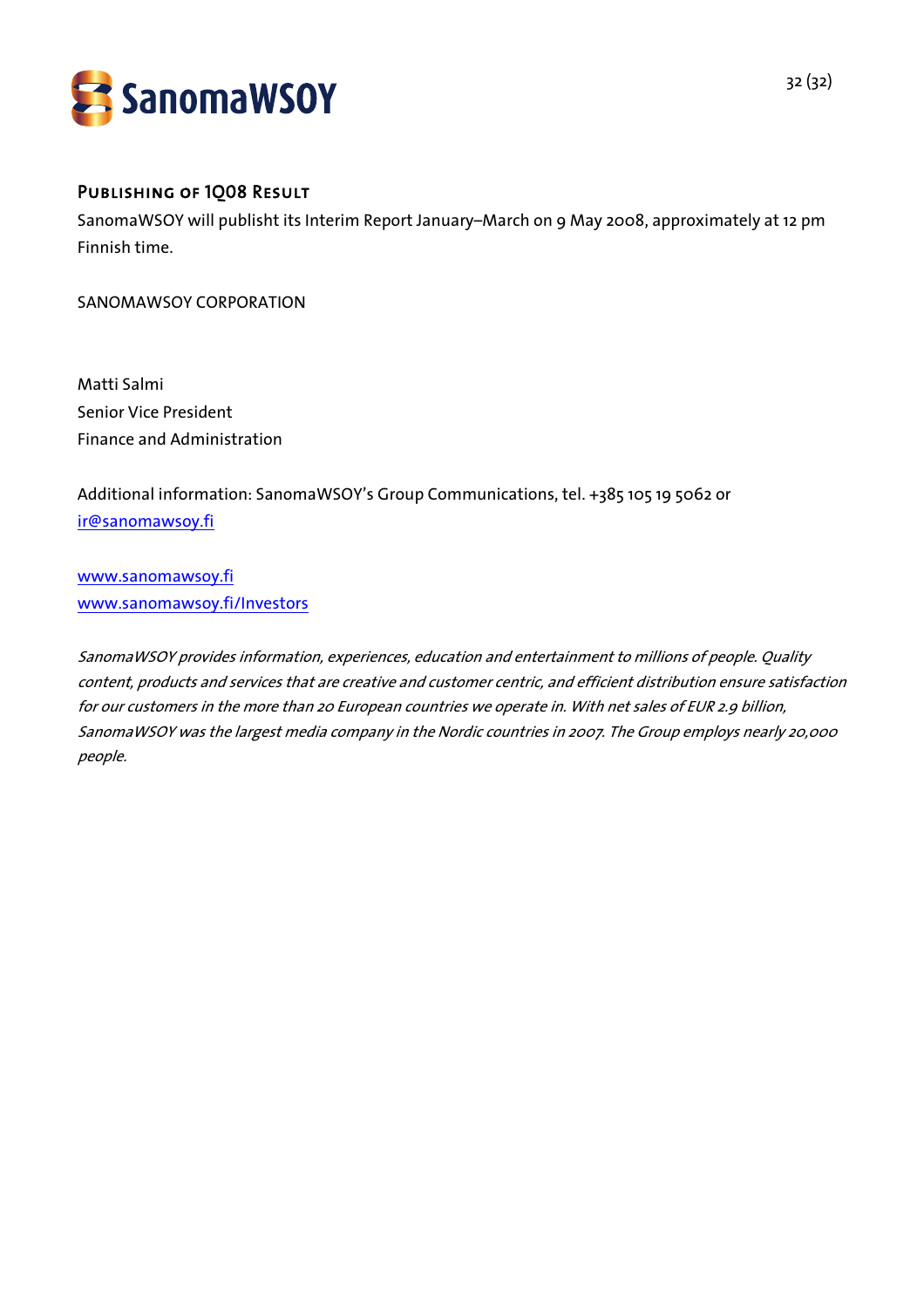## Publishing of 1Q08 Result

SanomaWSOY will publish its Interim Report January–March on 9 May 2008, approximately at 12 pm Finnish time.

SANOMAWSOY CORPORATION

Matti Salmi  
Senior Vice President  
Finance and Administration

Additional information: SanomaWSOY's Group Communications, tel. +385 105 19 5062 or ir@sanomawsoy.fi

www.sanomawsoy.fi  
www.sanomawsoy.fi/Investors

*SanomaWSOY provides information, experiences, education and entertainment to millions of people. Quality content, products and services that are creative and customer centric, and efficient distribution ensure satisfaction for our customers in the more than 20 European countries we operate in. With net sales of EUR 2.9 billion, SanomaWSOY was the largest media company in the Nordic countries in 2007. The Group employs nearly 20,000 people.*